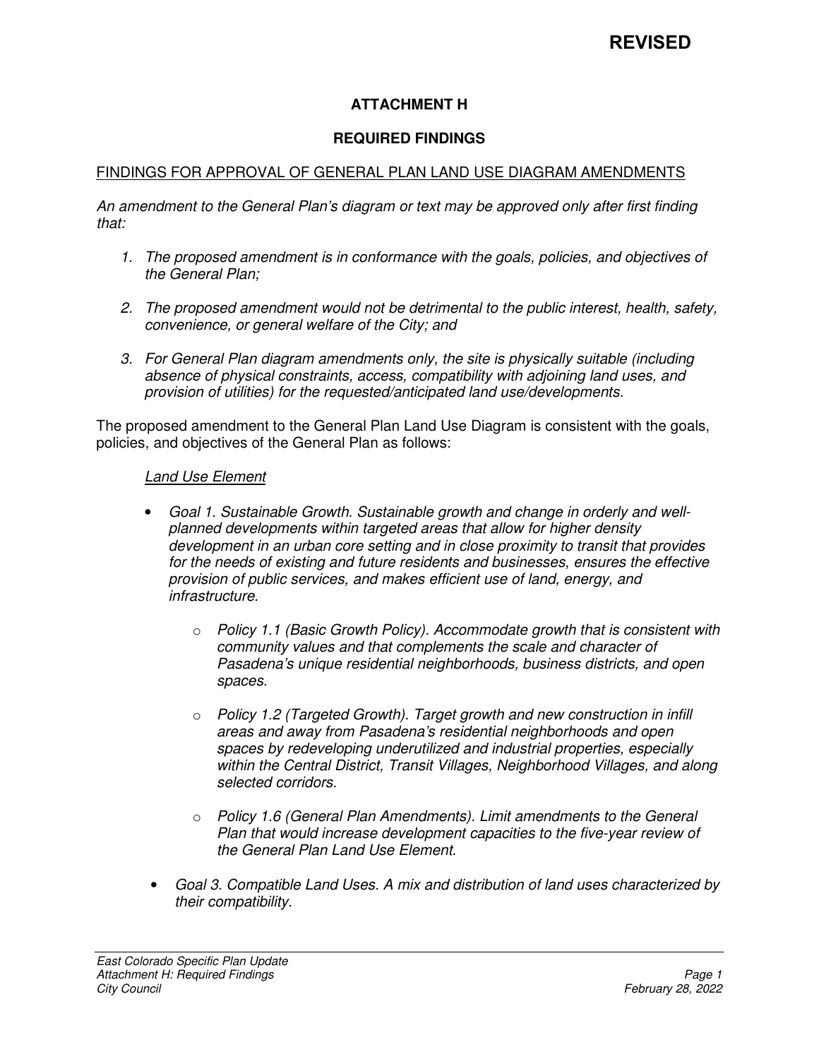**REVISED**

## ATTACHMENT H

## REQUIRED FINDINGS

FINDINGS FOR APPROVAL OF GENERAL PLAN LAND USE DIAGRAM AMENDMENTS

*An amendment to the General Plan's diagram or text may be approved only after first finding that:*

1. *The proposed amendment is in conformance with the goals, policies, and objectives of the General Plan;*

2. *The proposed amendment would not be detrimental to the public interest, health, safety, convenience, or general welfare of the City; and*

3. *For General Plan diagram amendments only, the site is physically suitable (including absence of physical constraints, access, compatibility with adjoining land uses, and provision of utilities) for the requested/anticipated land use/developments.*

The proposed amendment to the General Plan Land Use Diagram is consistent with the goals, policies, and objectives of the General Plan as follows:

*Land Use Element*

- *Goal 1. Sustainable Growth. Sustainable growth and change in orderly and well-planned developments within targeted areas that allow for higher density development in an urban core setting and in close proximity to transit that provides for the needs of existing and future residents and businesses, ensures the effective provision of public services, and makes efficient use of land, energy, and infrastructure.*

  - *Policy 1.1 (Basic Growth Policy). Accommodate growth that is consistent with community values and that complements the scale and character of Pasadena's unique residential neighborhoods, business districts, and open spaces.*

  - *Policy 1.2 (Targeted Growth). Target growth and new construction in infill areas and away from Pasadena's residential neighborhoods and open spaces by redeveloping underutilized and industrial properties, especially within the Central District, Transit Villages, Neighborhood Villages, and along selected corridors.*

  - *Policy 1.6 (General Plan Amendments). Limit amendments to the General Plan that would increase development capacities to the five-year review of the General Plan Land Use Element.*

- *Goal 3. Compatible Land Uses. A mix and distribution of land uses characterized by their compatibility.*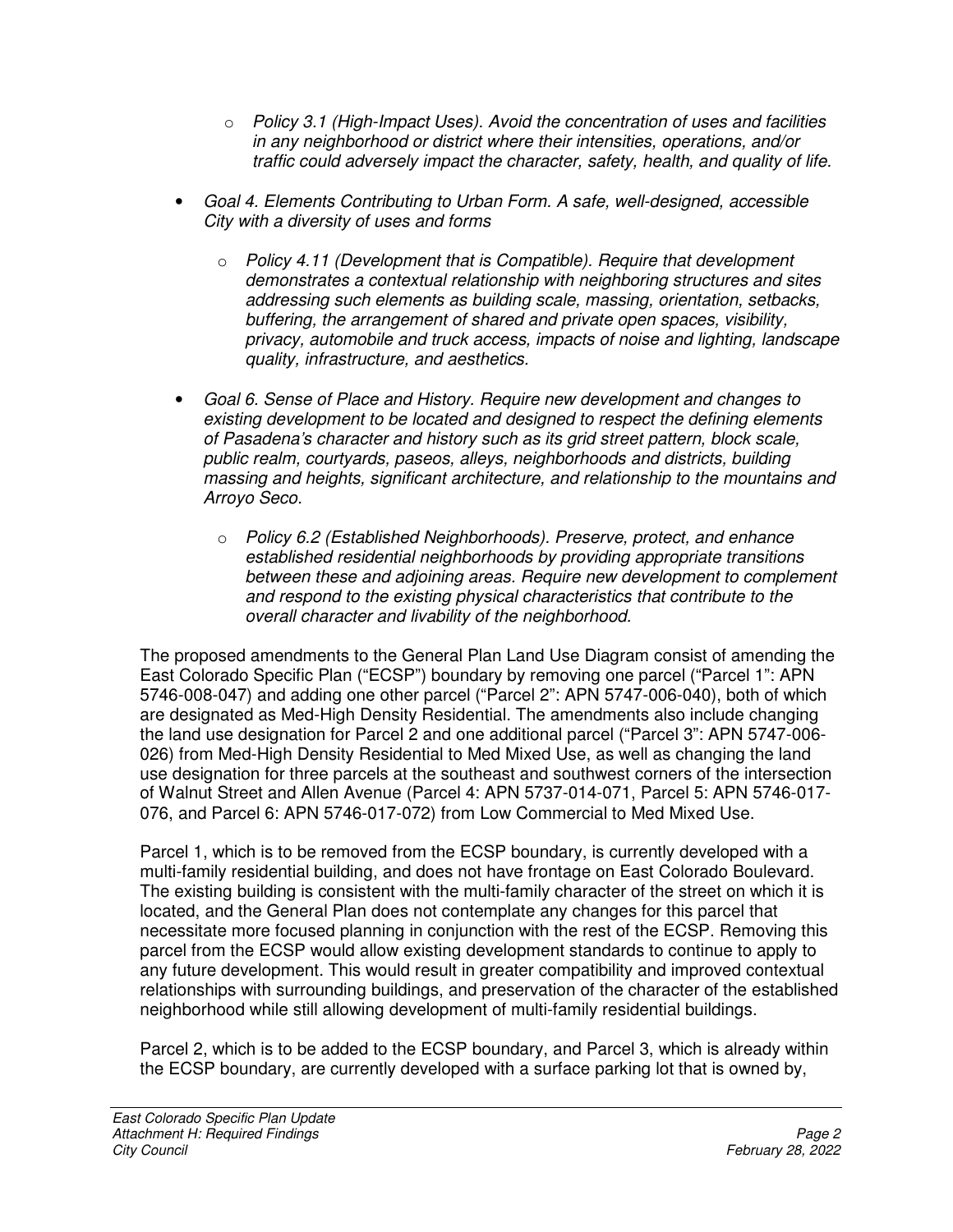- *Policy 3.1 (High-Impact Uses). Avoid the concentration of uses and facilities in any neighborhood or district where their intensities, operations, and/or traffic could adversely impact the character, safety, health, and quality of life.*

- *Goal 4. Elements Contributing to Urban Form. A safe, well-designed, accessible City with a diversity of uses and forms*

    - *Policy 4.11 (Development that is Compatible). Require that development demonstrates a contextual relationship with neighboring structures and sites addressing such elements as building scale, massing, orientation, setbacks, buffering, the arrangement of shared and private open spaces, visibility, privacy, automobile and truck access, impacts of noise and lighting, landscape quality, infrastructure, and aesthetics.*

- *Goal 6. Sense of Place and History. Require new development and changes to existing development to be located and designed to respect the defining elements of Pasadena's character and history such as its grid street pattern, block scale, public realm, courtyards, paseos, alleys, neighborhoods and districts, building massing and heights, significant architecture, and relationship to the mountains and Arroyo Seco.*

    - *Policy 6.2 (Established Neighborhoods). Preserve, protect, and enhance established residential neighborhoods by providing appropriate transitions between these and adjoining areas. Require new development to complement and respond to the existing physical characteristics that contribute to the overall character and livability of the neighborhood.*

The proposed amendments to the General Plan Land Use Diagram consist of amending the East Colorado Specific Plan ("ECSP") boundary by removing one parcel ("Parcel 1": APN 5746-008-047) and adding one other parcel ("Parcel 2": APN 5747-006-040), both of which are designated as Med-High Density Residential. The amendments also include changing the land use designation for Parcel 2 and one additional parcel ("Parcel 3": APN 5747-006-026) from Med-High Density Residential to Med Mixed Use, as well as changing the land use designation for three parcels at the southeast and southwest corners of the intersection of Walnut Street and Allen Avenue (Parcel 4: APN 5737-014-071, Parcel 5: APN 5746-017-076, and Parcel 6: APN 5746-017-072) from Low Commercial to Med Mixed Use.

Parcel 1, which is to be removed from the ECSP boundary, is currently developed with a multi-family residential building, and does not have frontage on East Colorado Boulevard. The existing building is consistent with the multi-family character of the street on which it is located, and the General Plan does not contemplate any changes for this parcel that necessitate more focused planning in conjunction with the rest of the ECSP. Removing this parcel from the ECSP would allow existing development standards to continue to apply to any future development. This would result in greater compatibility and improved contextual relationships with surrounding buildings, and preservation of the character of the established neighborhood while still allowing development of multi-family residential buildings.

Parcel 2, which is to be added to the ECSP boundary, and Parcel 3, which is already within the ECSP boundary, are currently developed with a surface parking lot that is owned by,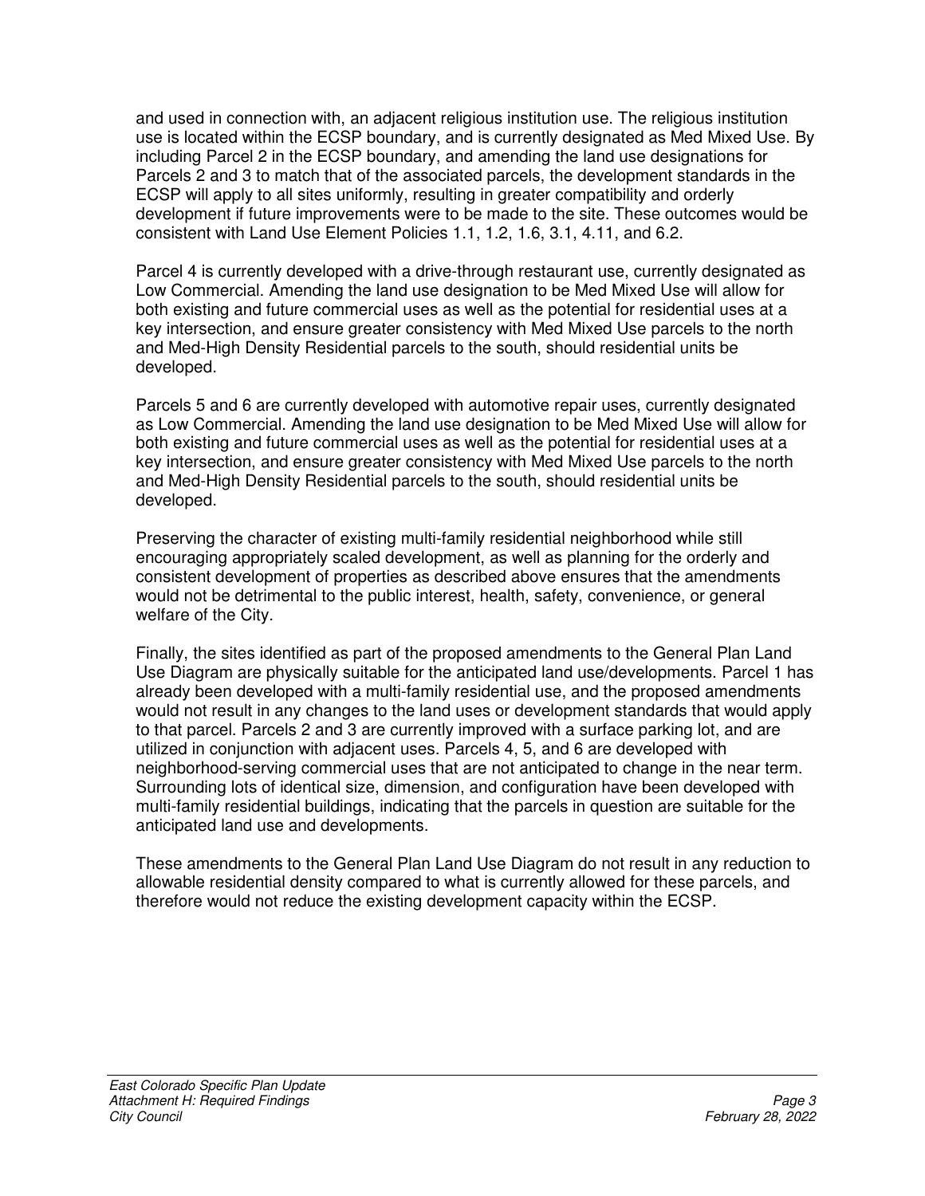and used in connection with, an adjacent religious institution use. The religious institution use is located within the ECSP boundary, and is currently designated as Med Mixed Use. By including Parcel 2 in the ECSP boundary, and amending the land use designations for Parcels 2 and 3 to match that of the associated parcels, the development standards in the ECSP will apply to all sites uniformly, resulting in greater compatibility and orderly development if future improvements were to be made to the site. These outcomes would be consistent with Land Use Element Policies 1.1, 1.2, 1.6, 3.1, 4.11, and 6.2.

Parcel 4 is currently developed with a drive-through restaurant use, currently designated as Low Commercial. Amending the land use designation to be Med Mixed Use will allow for both existing and future commercial uses as well as the potential for residential uses at a key intersection, and ensure greater consistency with Med Mixed Use parcels to the north and Med-High Density Residential parcels to the south, should residential units be developed.

Parcels 5 and 6 are currently developed with automotive repair uses, currently designated as Low Commercial. Amending the land use designation to be Med Mixed Use will allow for both existing and future commercial uses as well as the potential for residential uses at a key intersection, and ensure greater consistency with Med Mixed Use parcels to the north and Med-High Density Residential parcels to the south, should residential units be developed.

Preserving the character of existing multi-family residential neighborhood while still encouraging appropriately scaled development, as well as planning for the orderly and consistent development of properties as described above ensures that the amendments would not be detrimental to the public interest, health, safety, convenience, or general welfare of the City.

Finally, the sites identified as part of the proposed amendments to the General Plan Land Use Diagram are physically suitable for the anticipated land use/developments. Parcel 1 has already been developed with a multi-family residential use, and the proposed amendments would not result in any changes to the land uses or development standards that would apply to that parcel. Parcels 2 and 3 are currently improved with a surface parking lot, and are utilized in conjunction with adjacent uses. Parcels 4, 5, and 6 are developed with neighborhood-serving commercial uses that are not anticipated to change in the near term. Surrounding lots of identical size, dimension, and configuration have been developed with multi-family residential buildings, indicating that the parcels in question are suitable for the anticipated land use and developments.

These amendments to the General Plan Land Use Diagram do not result in any reduction to allowable residential density compared to what is currently allowed for these parcels, and therefore would not reduce the existing development capacity within the ECSP.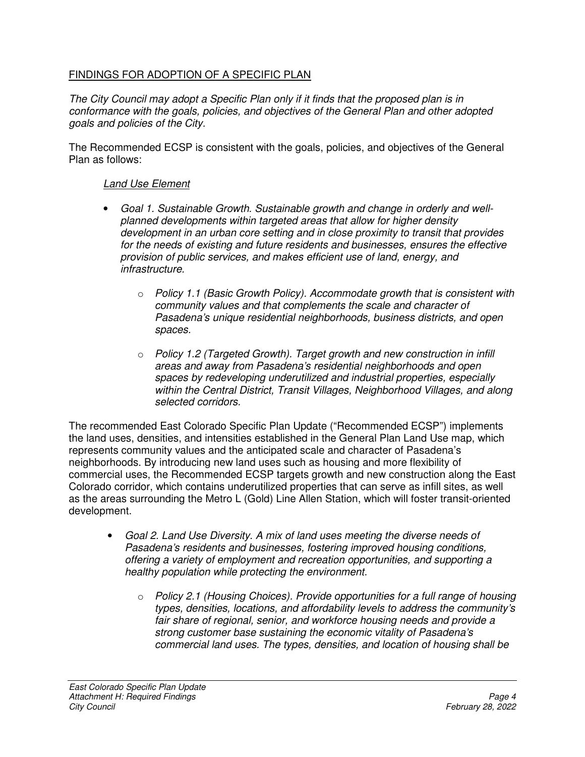## FINDINGS FOR ADOPTION OF A SPECIFIC PLAN

*The City Council may adopt a Specific Plan only if it finds that the proposed plan is in conformance with the goals, policies, and objectives of the General Plan and other adopted goals and policies of the City.*

The Recommended ECSP is consistent with the goals, policies, and objectives of the General Plan as follows:

### *Land Use Element*

- *Goal 1. Sustainable Growth. Sustainable growth and change in orderly and well-planned developments within targeted areas that allow for higher density development in an urban core setting and in close proximity to transit that provides for the needs of existing and future residents and businesses, ensures the effective provision of public services, and makes efficient use of land, energy, and infrastructure.*
  - *Policy 1.1 (Basic Growth Policy). Accommodate growth that is consistent with community values and that complements the scale and character of Pasadena's unique residential neighborhoods, business districts, and open spaces.*
  - *Policy 1.2 (Targeted Growth). Target growth and new construction in infill areas and away from Pasadena's residential neighborhoods and open spaces by redeveloping underutilized and industrial properties, especially within the Central District, Transit Villages, Neighborhood Villages, and along selected corridors.*

The recommended East Colorado Specific Plan Update ("Recommended ECSP") implements the land uses, densities, and intensities established in the General Plan Land Use map, which represents community values and the anticipated scale and character of Pasadena's neighborhoods. By introducing new land uses such as housing and more flexibility of commercial uses, the Recommended ECSP targets growth and new construction along the East Colorado corridor, which contains underutilized properties that can serve as infill sites, as well as the areas surrounding the Metro L (Gold) Line Allen Station, which will foster transit-oriented development.

- *Goal 2. Land Use Diversity. A mix of land uses meeting the diverse needs of Pasadena's residents and businesses, fostering improved housing conditions, offering a variety of employment and recreation opportunities, and supporting a healthy population while protecting the environment.*
  - *Policy 2.1 (Housing Choices). Provide opportunities for a full range of housing types, densities, locations, and affordability levels to address the community's fair share of regional, senior, and workforce housing needs and provide a strong customer base sustaining the economic vitality of Pasadena's commercial land uses. The types, densities, and location of housing shall be*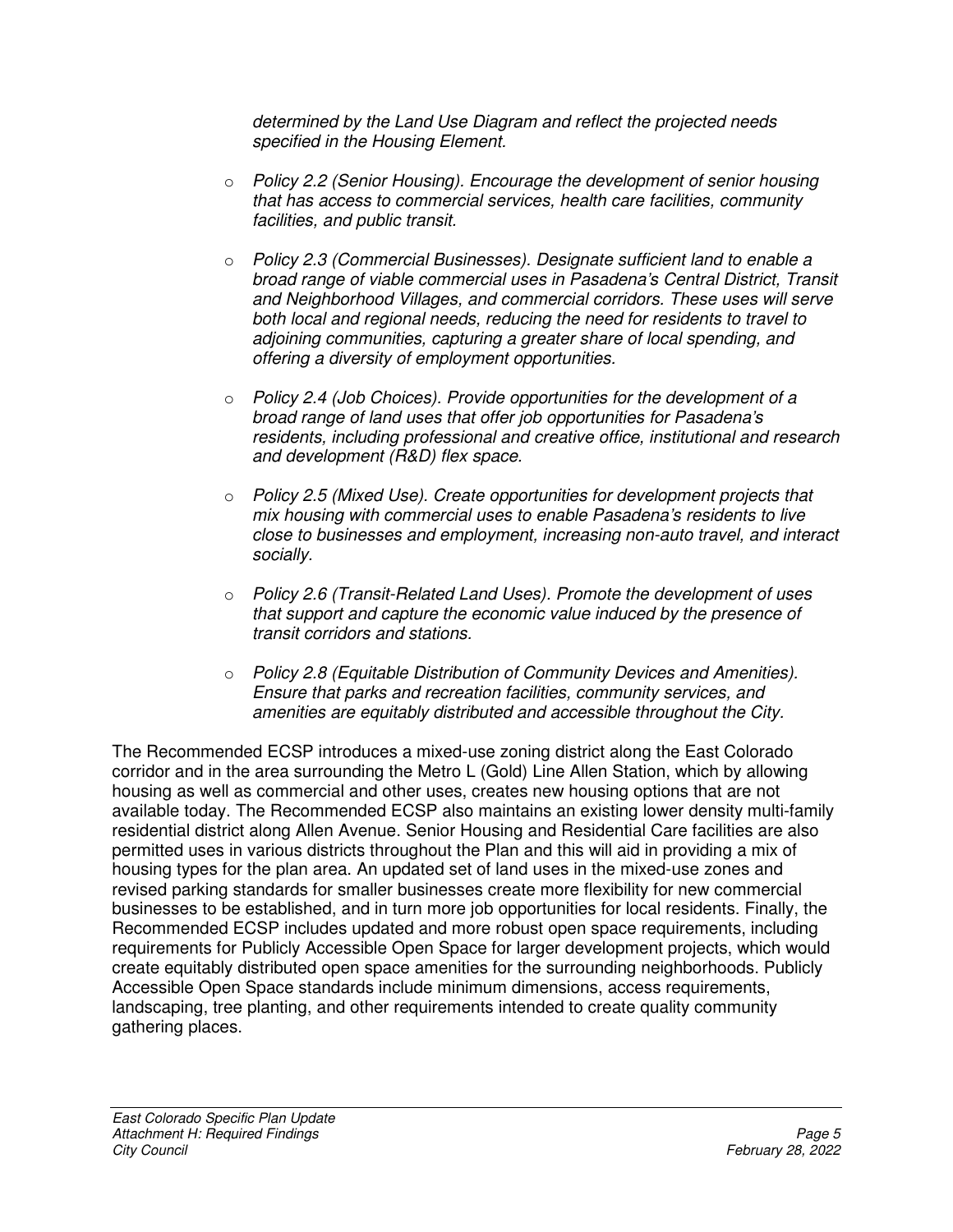*determined by the Land Use Diagram and reflect the projected needs specified in the Housing Element.*

- *Policy 2.2 (Senior Housing). Encourage the development of senior housing that has access to commercial services, health care facilities, community facilities, and public transit.*

- *Policy 2.3 (Commercial Businesses). Designate sufficient land to enable a broad range of viable commercial uses in Pasadena's Central District, Transit and Neighborhood Villages, and commercial corridors. These uses will serve both local and regional needs, reducing the need for residents to travel to adjoining communities, capturing a greater share of local spending, and offering a diversity of employment opportunities.*

- *Policy 2.4 (Job Choices). Provide opportunities for the development of a broad range of land uses that offer job opportunities for Pasadena's residents, including professional and creative office, institutional and research and development (R&D) flex space.*

- *Policy 2.5 (Mixed Use). Create opportunities for development projects that mix housing with commercial uses to enable Pasadena's residents to live close to businesses and employment, increasing non-auto travel, and interact socially.*

- *Policy 2.6 (Transit-Related Land Uses). Promote the development of uses that support and capture the economic value induced by the presence of transit corridors and stations.*

- *Policy 2.8 (Equitable Distribution of Community Devices and Amenities). Ensure that parks and recreation facilities, community services, and amenities are equitably distributed and accessible throughout the City.*

The Recommended ECSP introduces a mixed-use zoning district along the East Colorado corridor and in the area surrounding the Metro L (Gold) Line Allen Station, which by allowing housing as well as commercial and other uses, creates new housing options that are not available today. The Recommended ECSP also maintains an existing lower density multi-family residential district along Allen Avenue. Senior Housing and Residential Care facilities are also permitted uses in various districts throughout the Plan and this will aid in providing a mix of housing types for the plan area. An updated set of land uses in the mixed-use zones and revised parking standards for smaller businesses create more flexibility for new commercial businesses to be established, and in turn more job opportunities for local residents. Finally, the Recommended ECSP includes updated and more robust open space requirements, including requirements for Publicly Accessible Open Space for larger development projects, which would create equitably distributed open space amenities for the surrounding neighborhoods. Publicly Accessible Open Space standards include minimum dimensions, access requirements, landscaping, tree planting, and other requirements intended to create quality community gathering places.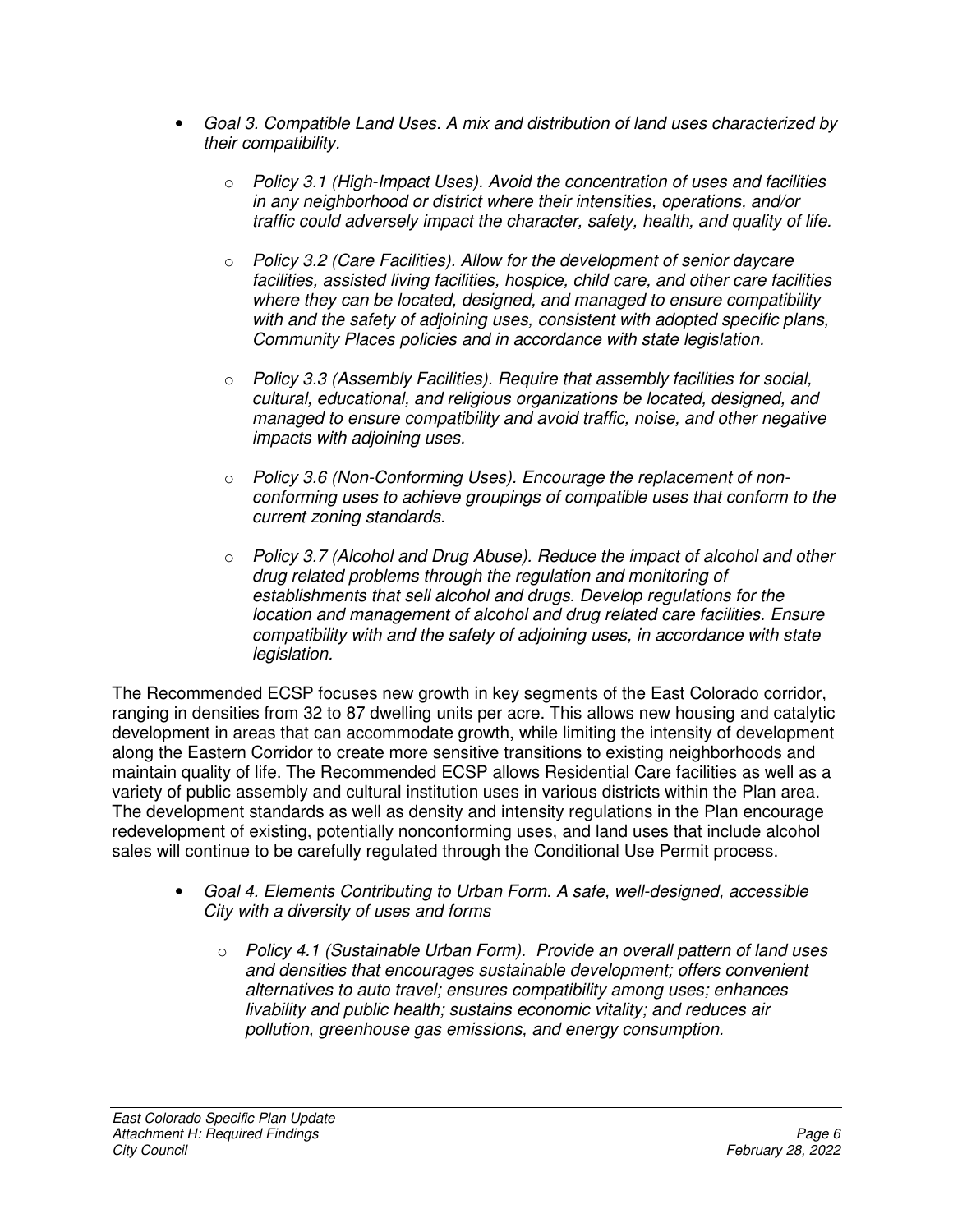- *Goal 3. Compatible Land Uses. A mix and distribution of land uses characterized by their compatibility.*
  - *Policy 3.1 (High-Impact Uses). Avoid the concentration of uses and facilities in any neighborhood or district where their intensities, operations, and/or traffic could adversely impact the character, safety, health, and quality of life.*
  - *Policy 3.2 (Care Facilities). Allow for the development of senior daycare facilities, assisted living facilities, hospice, child care, and other care facilities where they can be located, designed, and managed to ensure compatibility with and the safety of adjoining uses, consistent with adopted specific plans, Community Places policies and in accordance with state legislation.*
  - *Policy 3.3 (Assembly Facilities). Require that assembly facilities for social, cultural, educational, and religious organizations be located, designed, and managed to ensure compatibility and avoid traffic, noise, and other negative impacts with adjoining uses.*
  - *Policy 3.6 (Non-Conforming Uses). Encourage the replacement of non-conforming uses to achieve groupings of compatible uses that conform to the current zoning standards.*
  - *Policy 3.7 (Alcohol and Drug Abuse). Reduce the impact of alcohol and other drug related problems through the regulation and monitoring of establishments that sell alcohol and drugs. Develop regulations for the location and management of alcohol and drug related care facilities. Ensure compatibility with and the safety of adjoining uses, in accordance with state legislation.*

The Recommended ECSP focuses new growth in key segments of the East Colorado corridor, ranging in densities from 32 to 87 dwelling units per acre. This allows new housing and catalytic development in areas that can accommodate growth, while limiting the intensity of development along the Eastern Corridor to create more sensitive transitions to existing neighborhoods and maintain quality of life. The Recommended ECSP allows Residential Care facilities as well as a variety of public assembly and cultural institution uses in various districts within the Plan area. The development standards as well as density and intensity regulations in the Plan encourage redevelopment of existing, potentially nonconforming uses, and land uses that include alcohol sales will continue to be carefully regulated through the Conditional Use Permit process.

- *Goal 4. Elements Contributing to Urban Form. A safe, well-designed, accessible City with a diversity of uses and forms*
  - *Policy 4.1 (Sustainable Urban Form). Provide an overall pattern of land uses and densities that encourages sustainable development; offers convenient alternatives to auto travel; ensures compatibility among uses; enhances livability and public health; sustains economic vitality; and reduces air pollution, greenhouse gas emissions, and energy consumption.*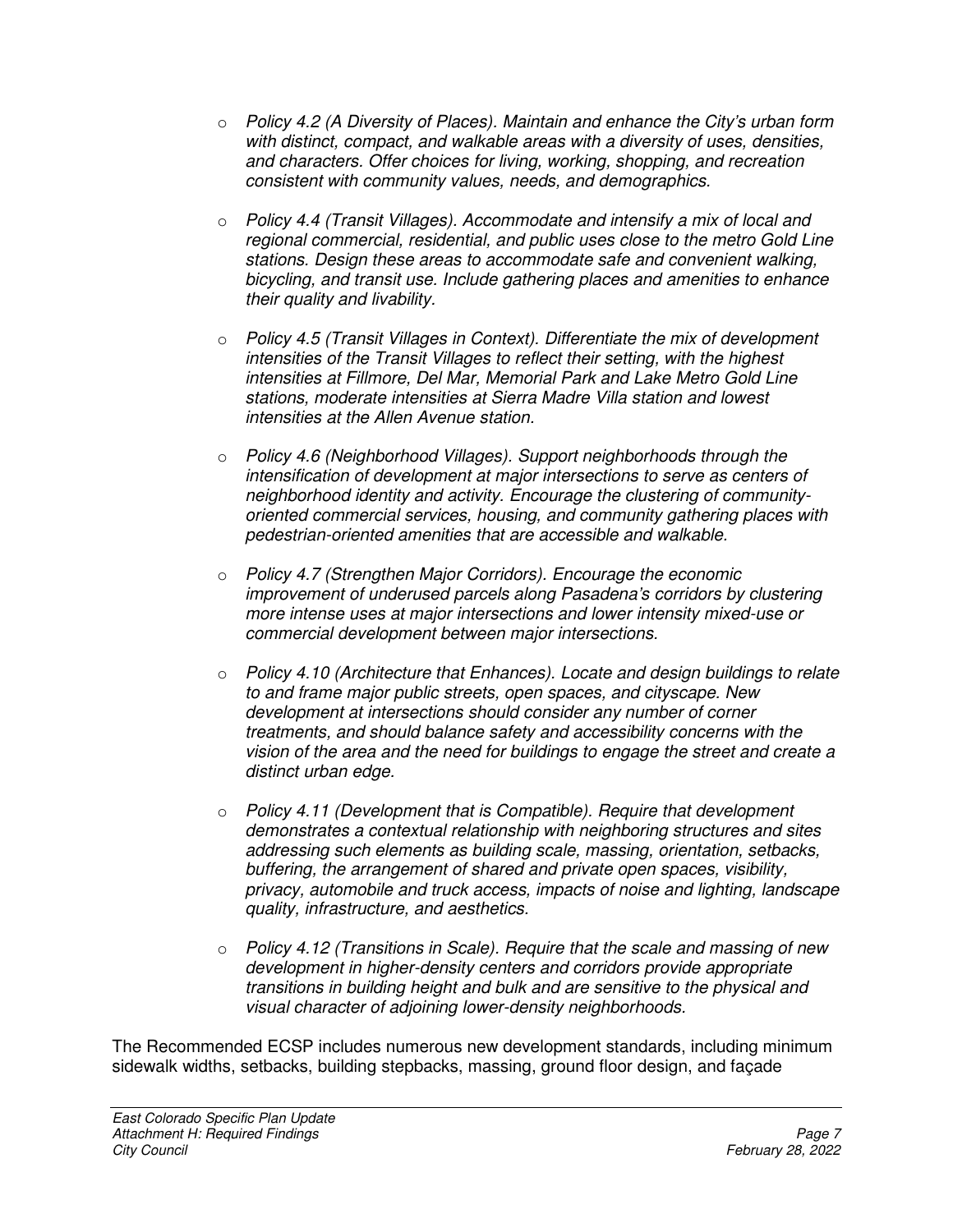- *Policy 4.2 (A Diversity of Places). Maintain and enhance the City's urban form with distinct, compact, and walkable areas with a diversity of uses, densities, and characters. Offer choices for living, working, shopping, and recreation consistent with community values, needs, and demographics.*

- *Policy 4.4 (Transit Villages). Accommodate and intensify a mix of local and regional commercial, residential, and public uses close to the metro Gold Line stations. Design these areas to accommodate safe and convenient walking, bicycling, and transit use. Include gathering places and amenities to enhance their quality and livability.*

- *Policy 4.5 (Transit Villages in Context). Differentiate the mix of development intensities of the Transit Villages to reflect their setting, with the highest intensities at Fillmore, Del Mar, Memorial Park and Lake Metro Gold Line stations, moderate intensities at Sierra Madre Villa station and lowest intensities at the Allen Avenue station.*

- *Policy 4.6 (Neighborhood Villages). Support neighborhoods through the intensification of development at major intersections to serve as centers of neighborhood identity and activity. Encourage the clustering of community-oriented commercial services, housing, and community gathering places with pedestrian-oriented amenities that are accessible and walkable.*

- *Policy 4.7 (Strengthen Major Corridors). Encourage the economic improvement of underused parcels along Pasadena's corridors by clustering more intense uses at major intersections and lower intensity mixed-use or commercial development between major intersections.*

- *Policy 4.10 (Architecture that Enhances). Locate and design buildings to relate to and frame major public streets, open spaces, and cityscape. New development at intersections should consider any number of corner treatments, and should balance safety and accessibility concerns with the vision of the area and the need for buildings to engage the street and create a distinct urban edge.*

- *Policy 4.11 (Development that is Compatible). Require that development demonstrates a contextual relationship with neighboring structures and sites addressing such elements as building scale, massing, orientation, setbacks, buffering, the arrangement of shared and private open spaces, visibility, privacy, automobile and truck access, impacts of noise and lighting, landscape quality, infrastructure, and aesthetics.*

- *Policy 4.12 (Transitions in Scale). Require that the scale and massing of new development in higher-density centers and corridors provide appropriate transitions in building height and bulk and are sensitive to the physical and visual character of adjoining lower-density neighborhoods.*

The Recommended ECSP includes numerous new development standards, including minimum sidewalk widths, setbacks, building stepbacks, massing, ground floor design, and façade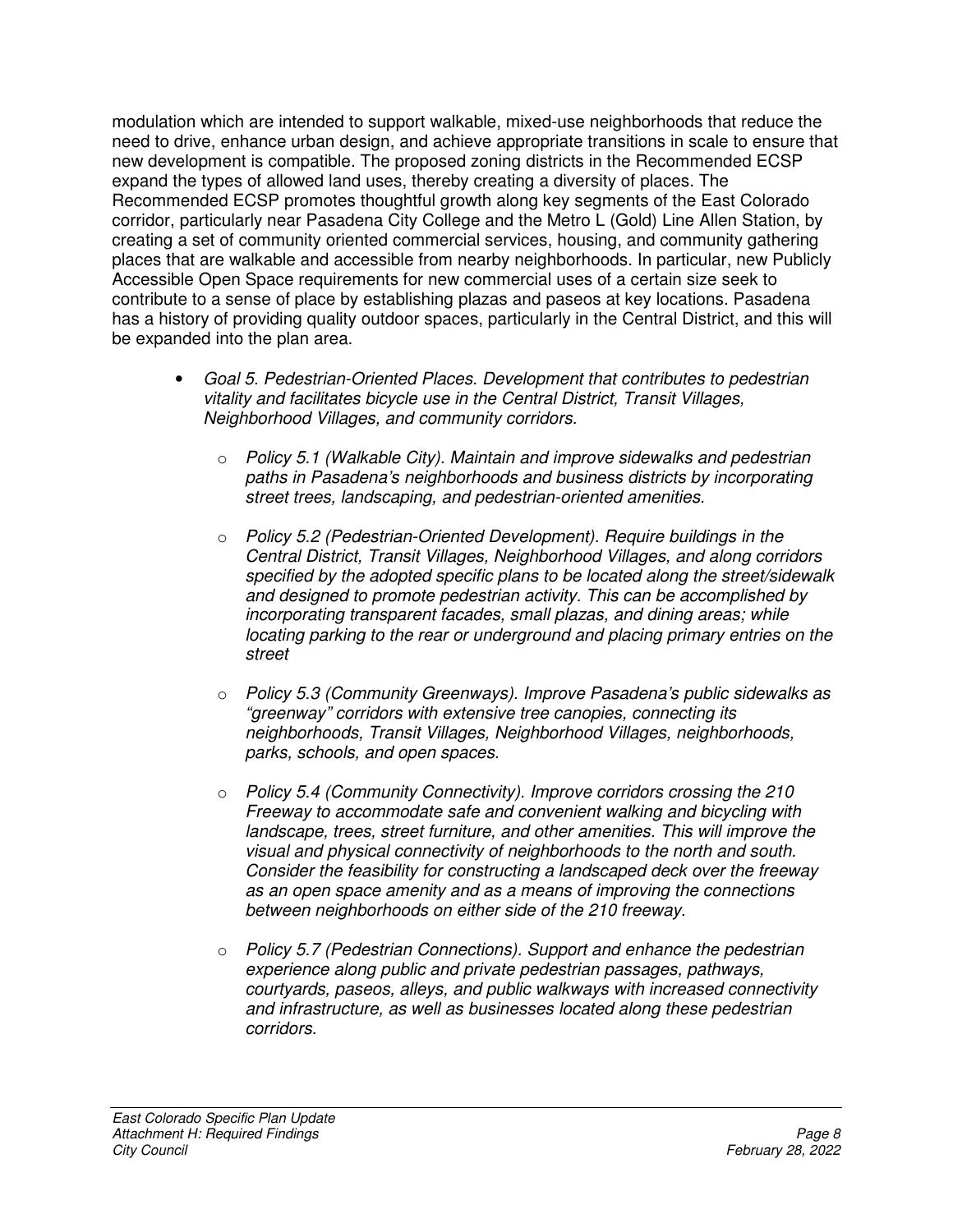modulation which are intended to support walkable, mixed-use neighborhoods that reduce the need to drive, enhance urban design, and achieve appropriate transitions in scale to ensure that new development is compatible. The proposed zoning districts in the Recommended ECSP expand the types of allowed land uses, thereby creating a diversity of places. The Recommended ECSP promotes thoughtful growth along key segments of the East Colorado corridor, particularly near Pasadena City College and the Metro L (Gold) Line Allen Station, by creating a set of community oriented commercial services, housing, and community gathering places that are walkable and accessible from nearby neighborhoods. In particular, new Publicly Accessible Open Space requirements for new commercial uses of a certain size seek to contribute to a sense of place by establishing plazas and paseos at key locations. Pasadena has a history of providing quality outdoor spaces, particularly in the Central District, and this will be expanded into the plan area.

- *Goal 5. Pedestrian-Oriented Places. Development that contributes to pedestrian vitality and facilitates bicycle use in the Central District, Transit Villages, Neighborhood Villages, and community corridors.*

    - *Policy 5.1 (Walkable City). Maintain and improve sidewalks and pedestrian paths in Pasadena's neighborhoods and business districts by incorporating street trees, landscaping, and pedestrian-oriented amenities.*

    - *Policy 5.2 (Pedestrian-Oriented Development). Require buildings in the Central District, Transit Villages, Neighborhood Villages, and along corridors specified by the adopted specific plans to be located along the street/sidewalk and designed to promote pedestrian activity. This can be accomplished by incorporating transparent facades, small plazas, and dining areas; while locating parking to the rear or underground and placing primary entries on the street*

    - *Policy 5.3 (Community Greenways). Improve Pasadena's public sidewalks as "greenway" corridors with extensive tree canopies, connecting its neighborhoods, Transit Villages, Neighborhood Villages, neighborhoods, parks, schools, and open spaces.*

    - *Policy 5.4 (Community Connectivity). Improve corridors crossing the 210 Freeway to accommodate safe and convenient walking and bicycling with landscape, trees, street furniture, and other amenities. This will improve the visual and physical connectivity of neighborhoods to the north and south. Consider the feasibility for constructing a landscaped deck over the freeway as an open space amenity and as a means of improving the connections between neighborhoods on either side of the 210 freeway.*

    - *Policy 5.7 (Pedestrian Connections). Support and enhance the pedestrian experience along public and private pedestrian passages, pathways, courtyards, paseos, alleys, and public walkways with increased connectivity and infrastructure, as well as businesses located along these pedestrian corridors.*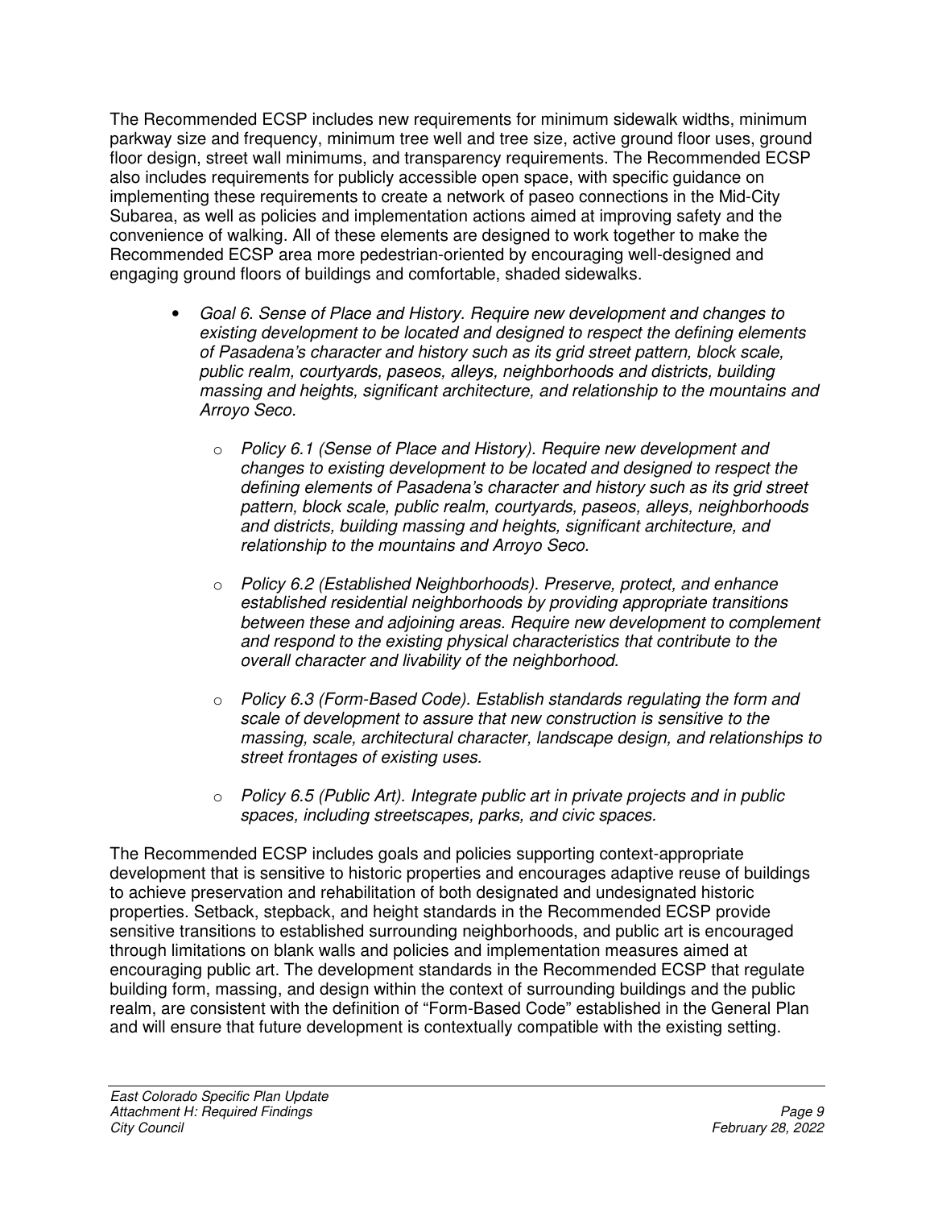The Recommended ECSP includes new requirements for minimum sidewalk widths, minimum parkway size and frequency, minimum tree well and tree size, active ground floor uses, ground floor design, street wall minimums, and transparency requirements. The Recommended ECSP also includes requirements for publicly accessible open space, with specific guidance on implementing these requirements to create a network of paseo connections in the Mid-City Subarea, as well as policies and implementation actions aimed at improving safety and the convenience of walking. All of these elements are designed to work together to make the Recommended ECSP area more pedestrian-oriented by encouraging well-designed and engaging ground floors of buildings and comfortable, shaded sidewalks.

- *Goal 6. Sense of Place and History. Require new development and changes to existing development to be located and designed to respect the defining elements of Pasadena's character and history such as its grid street pattern, block scale, public realm, courtyards, paseos, alleys, neighborhoods and districts, building massing and heights, significant architecture, and relationship to the mountains and Arroyo Seco.*
    - *Policy 6.1 (Sense of Place and History). Require new development and changes to existing development to be located and designed to respect the defining elements of Pasadena's character and history such as its grid street pattern, block scale, public realm, courtyards, paseos, alleys, neighborhoods and districts, building massing and heights, significant architecture, and relationship to the mountains and Arroyo Seco.*
    - *Policy 6.2 (Established Neighborhoods). Preserve, protect, and enhance established residential neighborhoods by providing appropriate transitions between these and adjoining areas. Require new development to complement and respond to the existing physical characteristics that contribute to the overall character and livability of the neighborhood.*
    - *Policy 6.3 (Form-Based Code). Establish standards regulating the form and scale of development to assure that new construction is sensitive to the massing, scale, architectural character, landscape design, and relationships to street frontages of existing uses.*
    - *Policy 6.5 (Public Art). Integrate public art in private projects and in public spaces, including streetscapes, parks, and civic spaces.*

The Recommended ECSP includes goals and policies supporting context-appropriate development that is sensitive to historic properties and encourages adaptive reuse of buildings to achieve preservation and rehabilitation of both designated and undesignated historic properties. Setback, stepback, and height standards in the Recommended ECSP provide sensitive transitions to established surrounding neighborhoods, and public art is encouraged through limitations on blank walls and policies and implementation measures aimed at encouraging public art. The development standards in the Recommended ECSP that regulate building form, massing, and design within the context of surrounding buildings and the public realm, are consistent with the definition of "Form-Based Code" established in the General Plan and will ensure that future development is contextually compatible with the existing setting.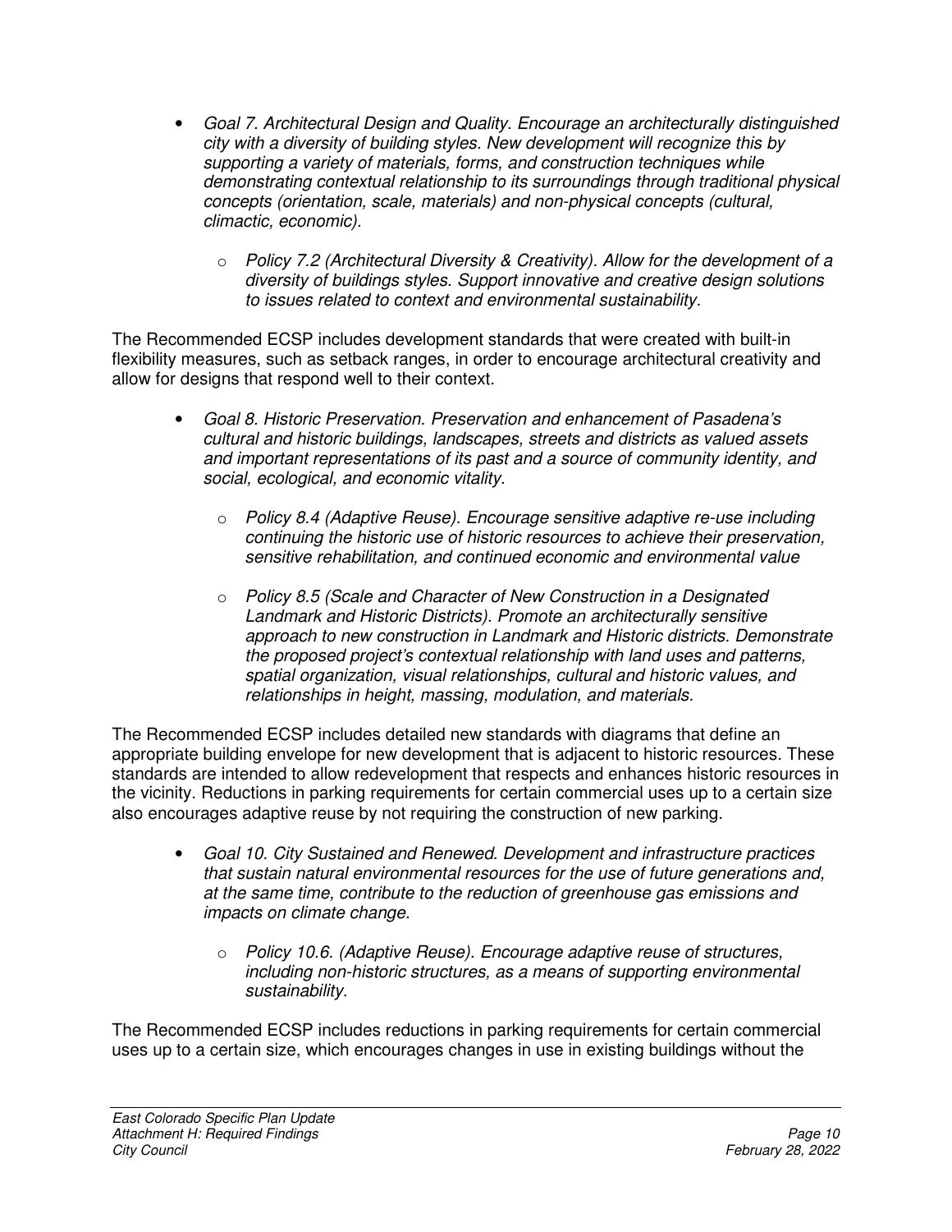- *Goal 7. Architectural Design and Quality. Encourage an architecturally distinguished city with a diversity of building styles. New development will recognize this by supporting a variety of materials, forms, and construction techniques while demonstrating contextual relationship to its surroundings through traditional physical concepts (orientation, scale, materials) and non-physical concepts (cultural, climactic, economic).*
  - *Policy 7.2 (Architectural Diversity & Creativity). Allow for the development of a diversity of buildings styles. Support innovative and creative design solutions to issues related to context and environmental sustainability.*

The Recommended ECSP includes development standards that were created with built-in flexibility measures, such as setback ranges, in order to encourage architectural creativity and allow for designs that respond well to their context.

- *Goal 8. Historic Preservation. Preservation and enhancement of Pasadena's cultural and historic buildings, landscapes, streets and districts as valued assets and important representations of its past and a source of community identity, and social, ecological, and economic vitality.*
  - *Policy 8.4 (Adaptive Reuse). Encourage sensitive adaptive re-use including continuing the historic use of historic resources to achieve their preservation, sensitive rehabilitation, and continued economic and environmental value*
  - *Policy 8.5 (Scale and Character of New Construction in a Designated Landmark and Historic Districts). Promote an architecturally sensitive approach to new construction in Landmark and Historic districts. Demonstrate the proposed project's contextual relationship with land uses and patterns, spatial organization, visual relationships, cultural and historic values, and relationships in height, massing, modulation, and materials.*

The Recommended ECSP includes detailed new standards with diagrams that define an appropriate building envelope for new development that is adjacent to historic resources. These standards are intended to allow redevelopment that respects and enhances historic resources in the vicinity. Reductions in parking requirements for certain commercial uses up to a certain size also encourages adaptive reuse by not requiring the construction of new parking.

- *Goal 10. City Sustained and Renewed. Development and infrastructure practices that sustain natural environmental resources for the use of future generations and, at the same time, contribute to the reduction of greenhouse gas emissions and impacts on climate change.*
  - *Policy 10.6. (Adaptive Reuse). Encourage adaptive reuse of structures, including non-historic structures, as a means of supporting environmental sustainability.*

The Recommended ECSP includes reductions in parking requirements for certain commercial uses up to a certain size, which encourages changes in use in existing buildings without the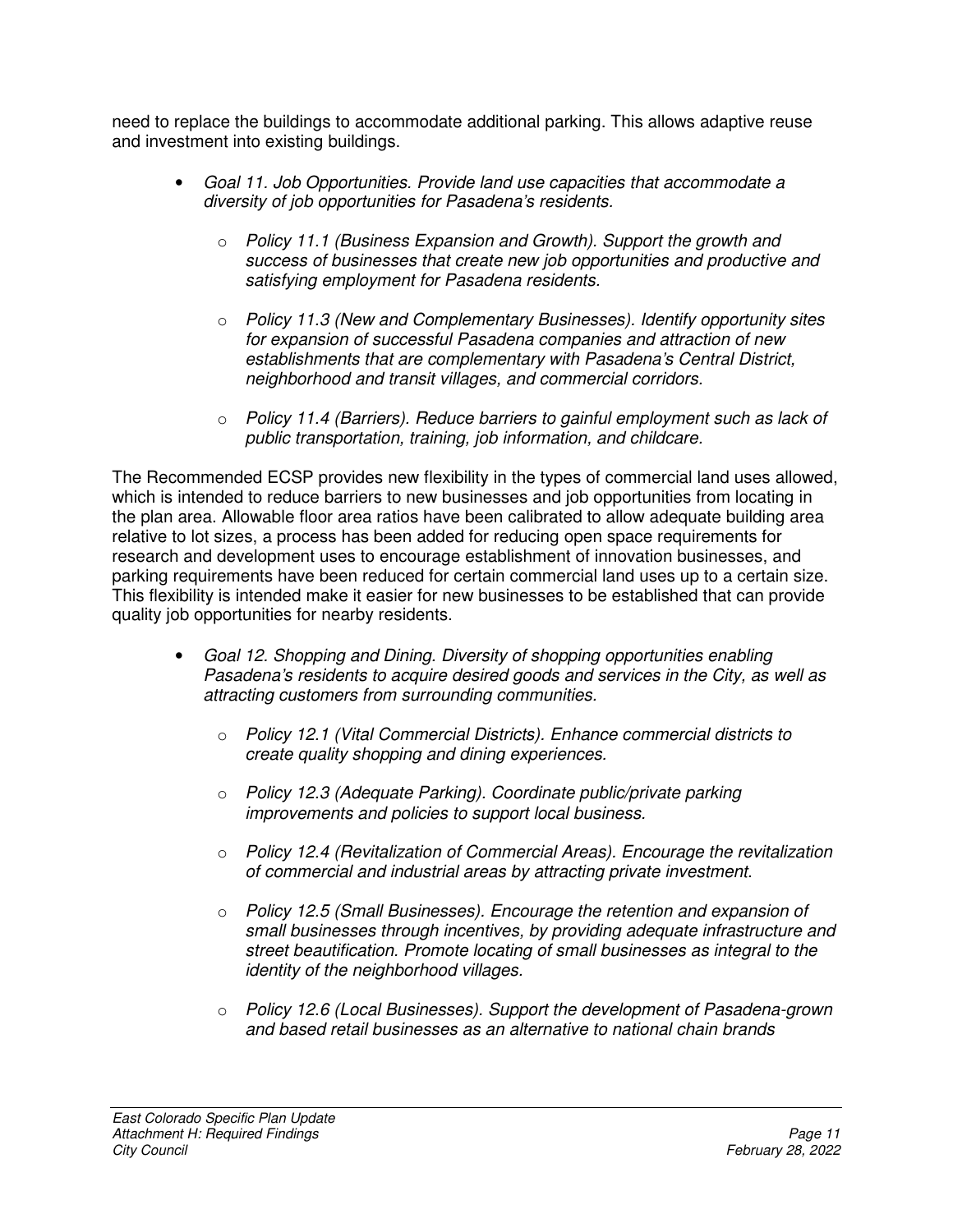need to replace the buildings to accommodate additional parking. This allows adaptive reuse and investment into existing buildings.

- *Goal 11. Job Opportunities. Provide land use capacities that accommodate a diversity of job opportunities for Pasadena's residents.*
  - *Policy 11.1 (Business Expansion and Growth). Support the growth and success of businesses that create new job opportunities and productive and satisfying employment for Pasadena residents.*
  - *Policy 11.3 (New and Complementary Businesses). Identify opportunity sites for expansion of successful Pasadena companies and attraction of new establishments that are complementary with Pasadena's Central District, neighborhood and transit villages, and commercial corridors.*
  - *Policy 11.4 (Barriers). Reduce barriers to gainful employment such as lack of public transportation, training, job information, and childcare.*

The Recommended ECSP provides new flexibility in the types of commercial land uses allowed, which is intended to reduce barriers to new businesses and job opportunities from locating in the plan area. Allowable floor area ratios have been calibrated to allow adequate building area relative to lot sizes, a process has been added for reducing open space requirements for research and development uses to encourage establishment of innovation businesses, and parking requirements have been reduced for certain commercial land uses up to a certain size. This flexibility is intended make it easier for new businesses to be established that can provide quality job opportunities for nearby residents.

- *Goal 12. Shopping and Dining. Diversity of shopping opportunities enabling Pasadena's residents to acquire desired goods and services in the City, as well as attracting customers from surrounding communities.*
  - *Policy 12.1 (Vital Commercial Districts). Enhance commercial districts to create quality shopping and dining experiences.*
  - *Policy 12.3 (Adequate Parking). Coordinate public/private parking improvements and policies to support local business.*
  - *Policy 12.4 (Revitalization of Commercial Areas). Encourage the revitalization of commercial and industrial areas by attracting private investment.*
  - *Policy 12.5 (Small Businesses). Encourage the retention and expansion of small businesses through incentives, by providing adequate infrastructure and street beautification. Promote locating of small businesses as integral to the identity of the neighborhood villages.*
  - *Policy 12.6 (Local Businesses). Support the development of Pasadena-grown and based retail businesses as an alternative to national chain brands*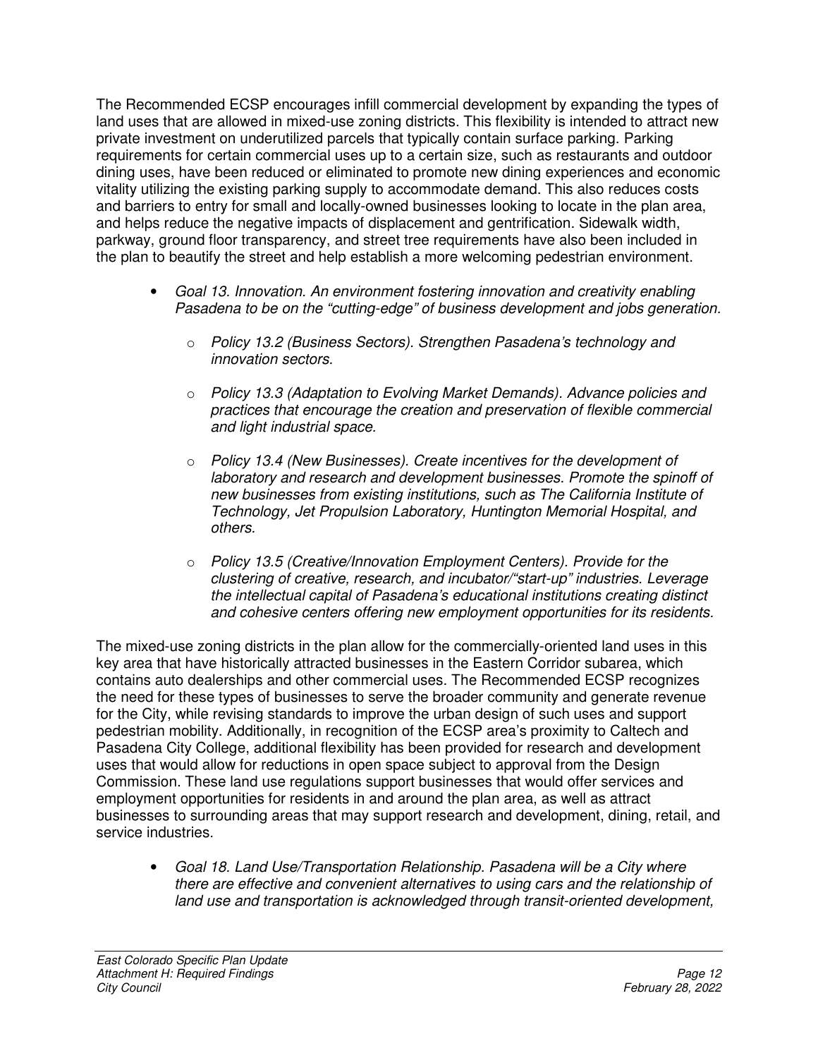The Recommended ECSP encourages infill commercial development by expanding the types of land uses that are allowed in mixed-use zoning districts. This flexibility is intended to attract new private investment on underutilized parcels that typically contain surface parking. Parking requirements for certain commercial uses up to a certain size, such as restaurants and outdoor dining uses, have been reduced or eliminated to promote new dining experiences and economic vitality utilizing the existing parking supply to accommodate demand. This also reduces costs and barriers to entry for small and locally-owned businesses looking to locate in the plan area, and helps reduce the negative impacts of displacement and gentrification. Sidewalk width, parkway, ground floor transparency, and street tree requirements have also been included in the plan to beautify the street and help establish a more welcoming pedestrian environment.

- *Goal 13. Innovation. An environment fostering innovation and creativity enabling Pasadena to be on the "cutting-edge" of business development and jobs generation.*
    - *Policy 13.2 (Business Sectors). Strengthen Pasadena's technology and innovation sectors.*
    - *Policy 13.3 (Adaptation to Evolving Market Demands). Advance policies and practices that encourage the creation and preservation of flexible commercial and light industrial space.*
    - *Policy 13.4 (New Businesses). Create incentives for the development of laboratory and research and development businesses. Promote the spinoff of new businesses from existing institutions, such as The California Institute of Technology, Jet Propulsion Laboratory, Huntington Memorial Hospital, and others.*
    - *Policy 13.5 (Creative/Innovation Employment Centers). Provide for the clustering of creative, research, and incubator/"start-up" industries. Leverage the intellectual capital of Pasadena's educational institutions creating distinct and cohesive centers offering new employment opportunities for its residents.*

The mixed-use zoning districts in the plan allow for the commercially-oriented land uses in this key area that have historically attracted businesses in the Eastern Corridor subarea, which contains auto dealerships and other commercial uses. The Recommended ECSP recognizes the need for these types of businesses to serve the broader community and generate revenue for the City, while revising standards to improve the urban design of such uses and support pedestrian mobility. Additionally, in recognition of the ECSP area's proximity to Caltech and Pasadena City College, additional flexibility has been provided for research and development uses that would allow for reductions in open space subject to approval from the Design Commission. These land use regulations support businesses that would offer services and employment opportunities for residents in and around the plan area, as well as attract businesses to surrounding areas that may support research and development, dining, retail, and service industries.

- *Goal 18. Land Use/Transportation Relationship. Pasadena will be a City where there are effective and convenient alternatives to using cars and the relationship of land use and transportation is acknowledged through transit-oriented development,*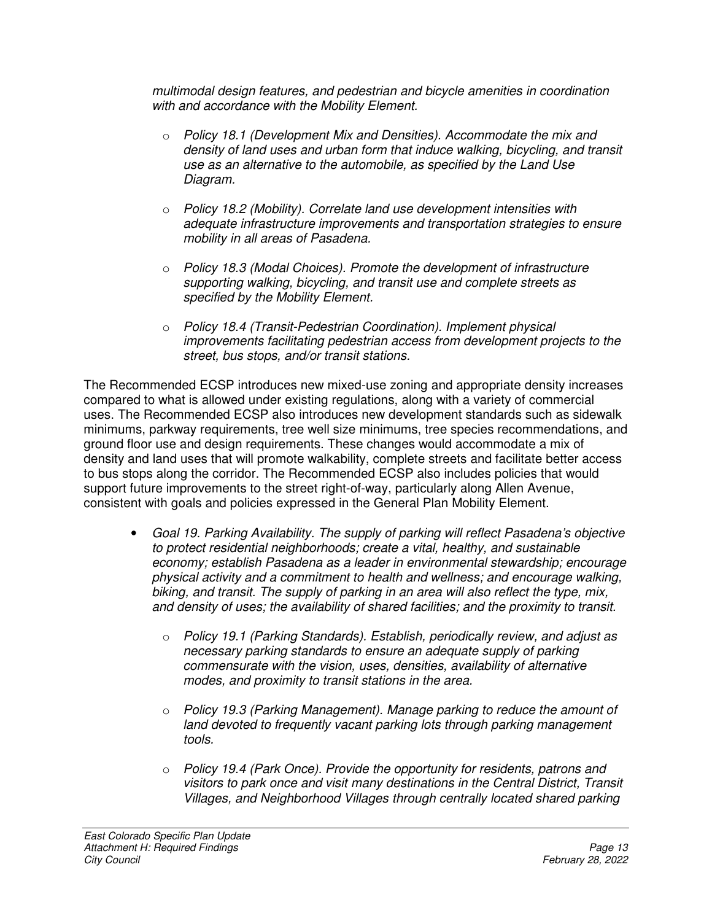*multimodal design features, and pedestrian and bicycle amenities in coordination with and accordance with the Mobility Element.*

- *Policy 18.1 (Development Mix and Densities). Accommodate the mix and density of land uses and urban form that induce walking, bicycling, and transit use as an alternative to the automobile, as specified by the Land Use Diagram.*

- *Policy 18.2 (Mobility). Correlate land use development intensities with adequate infrastructure improvements and transportation strategies to ensure mobility in all areas of Pasadena.*

- *Policy 18.3 (Modal Choices). Promote the development of infrastructure supporting walking, bicycling, and transit use and complete streets as specified by the Mobility Element.*

- *Policy 18.4 (Transit-Pedestrian Coordination). Implement physical improvements facilitating pedestrian access from development projects to the street, bus stops, and/or transit stations.*

The Recommended ECSP introduces new mixed-use zoning and appropriate density increases compared to what is allowed under existing regulations, along with a variety of commercial uses. The Recommended ECSP also introduces new development standards such as sidewalk minimums, parkway requirements, tree well size minimums, tree species recommendations, and ground floor use and design requirements. These changes would accommodate a mix of density and land uses that will promote walkability, complete streets and facilitate better access to bus stops along the corridor. The Recommended ECSP also includes policies that would support future improvements to the street right-of-way, particularly along Allen Avenue, consistent with goals and policies expressed in the General Plan Mobility Element.

- *Goal 19. Parking Availability. The supply of parking will reflect Pasadena's objective to protect residential neighborhoods; create a vital, healthy, and sustainable economy; establish Pasadena as a leader in environmental stewardship; encourage physical activity and a commitment to health and wellness; and encourage walking, biking, and transit. The supply of parking in an area will also reflect the type, mix, and density of uses; the availability of shared facilities; and the proximity to transit.*

  - *Policy 19.1 (Parking Standards). Establish, periodically review, and adjust as necessary parking standards to ensure an adequate supply of parking commensurate with the vision, uses, densities, availability of alternative modes, and proximity to transit stations in the area.*

  - *Policy 19.3 (Parking Management). Manage parking to reduce the amount of land devoted to frequently vacant parking lots through parking management tools.*

  - *Policy 19.4 (Park Once). Provide the opportunity for residents, patrons and visitors to park once and visit many destinations in the Central District, Transit Villages, and Neighborhood Villages through centrally located shared parking*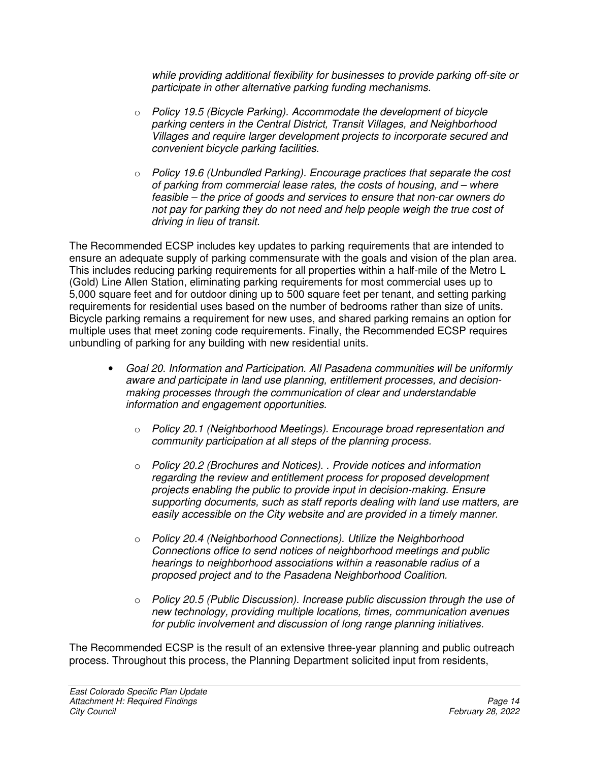*while providing additional flexibility for businesses to provide parking off-site or participate in other alternative parking funding mechanisms.*

- *Policy 19.5 (Bicycle Parking). Accommodate the development of bicycle parking centers in the Central District, Transit Villages, and Neighborhood Villages and require larger development projects to incorporate secured and convenient bicycle parking facilities.*
- *Policy 19.6 (Unbundled Parking). Encourage practices that separate the cost of parking from commercial lease rates, the costs of housing, and – where feasible – the price of goods and services to ensure that non-car owners do not pay for parking they do not need and help people weigh the true cost of driving in lieu of transit.*

The Recommended ECSP includes key updates to parking requirements that are intended to ensure an adequate supply of parking commensurate with the goals and vision of the plan area. This includes reducing parking requirements for all properties within a half-mile of the Metro L (Gold) Line Allen Station, eliminating parking requirements for most commercial uses up to 5,000 square feet and for outdoor dining up to 500 square feet per tenant, and setting parking requirements for residential uses based on the number of bedrooms rather than size of units. Bicycle parking remains a requirement for new uses, and shared parking remains an option for multiple uses that meet zoning code requirements. Finally, the Recommended ECSP requires unbundling of parking for any building with new residential units.

- *Goal 20. Information and Participation. All Pasadena communities will be uniformly aware and participate in land use planning, entitlement processes, and decision-making processes through the communication of clear and understandable information and engagement opportunities.*
  - *Policy 20.1 (Neighborhood Meetings). Encourage broad representation and community participation at all steps of the planning process.*
  - *Policy 20.2 (Brochures and Notices). . Provide notices and information regarding the review and entitlement process for proposed development projects enabling the public to provide input in decision-making. Ensure supporting documents, such as staff reports dealing with land use matters, are easily accessible on the City website and are provided in a timely manner.*
  - *Policy 20.4 (Neighborhood Connections). Utilize the Neighborhood Connections office to send notices of neighborhood meetings and public hearings to neighborhood associations within a reasonable radius of a proposed project and to the Pasadena Neighborhood Coalition.*
  - *Policy 20.5 (Public Discussion). Increase public discussion through the use of new technology, providing multiple locations, times, communication avenues for public involvement and discussion of long range planning initiatives.*

The Recommended ECSP is the result of an extensive three-year planning and public outreach process. Throughout this process, the Planning Department solicited input from residents,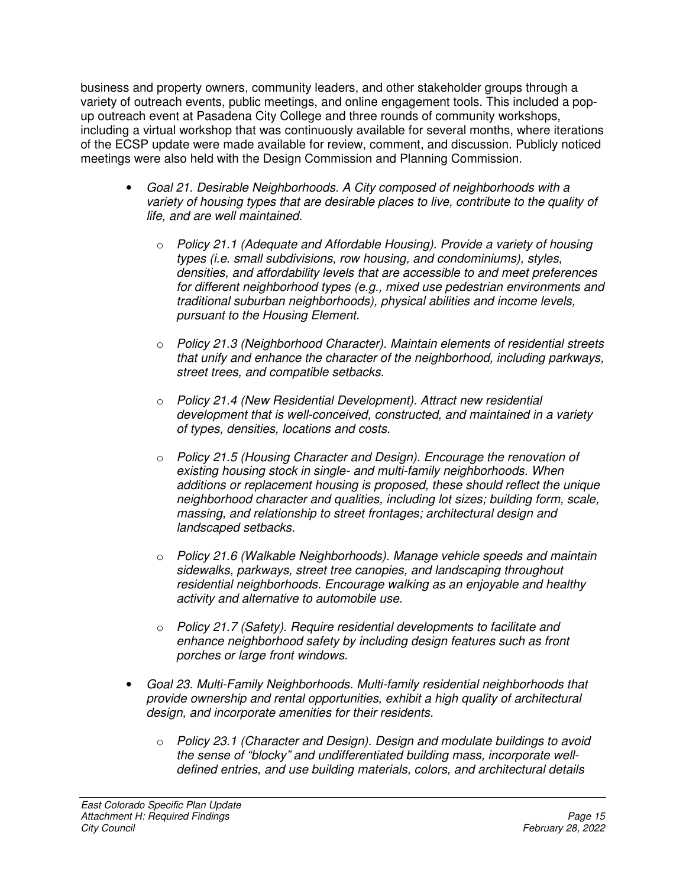business and property owners, community leaders, and other stakeholder groups through a variety of outreach events, public meetings, and online engagement tools. This included a pop-up outreach event at Pasadena City College and three rounds of community workshops, including a virtual workshop that was continuously available for several months, where iterations of the ECSP update were made available for review, comment, and discussion. Publicly noticed meetings were also held with the Design Commission and Planning Commission.

- *Goal 21. Desirable Neighborhoods. A City composed of neighborhoods with a variety of housing types that are desirable places to live, contribute to the quality of life, and are well maintained.*
  - *Policy 21.1 (Adequate and Affordable Housing). Provide a variety of housing types (i.e. small subdivisions, row housing, and condominiums), styles, densities, and affordability levels that are accessible to and meet preferences for different neighborhood types (e.g., mixed use pedestrian environments and traditional suburban neighborhoods), physical abilities and income levels, pursuant to the Housing Element.*
  - *Policy 21.3 (Neighborhood Character). Maintain elements of residential streets that unify and enhance the character of the neighborhood, including parkways, street trees, and compatible setbacks.*
  - *Policy 21.4 (New Residential Development). Attract new residential development that is well-conceived, constructed, and maintained in a variety of types, densities, locations and costs.*
  - *Policy 21.5 (Housing Character and Design). Encourage the renovation of existing housing stock in single- and multi-family neighborhoods. When additions or replacement housing is proposed, these should reflect the unique neighborhood character and qualities, including lot sizes; building form, scale, massing, and relationship to street frontages; architectural design and landscaped setbacks.*
  - *Policy 21.6 (Walkable Neighborhoods). Manage vehicle speeds and maintain sidewalks, parkways, street tree canopies, and landscaping throughout residential neighborhoods. Encourage walking as an enjoyable and healthy activity and alternative to automobile use.*
  - *Policy 21.7 (Safety). Require residential developments to facilitate and enhance neighborhood safety by including design features such as front porches or large front windows.*
- *Goal 23. Multi-Family Neighborhoods. Multi-family residential neighborhoods that provide ownership and rental opportunities, exhibit a high quality of architectural design, and incorporate amenities for their residents.*
  - *Policy 23.1 (Character and Design). Design and modulate buildings to avoid the sense of "blocky" and undifferentiated building mass, incorporate well-defined entries, and use building materials, colors, and architectural details*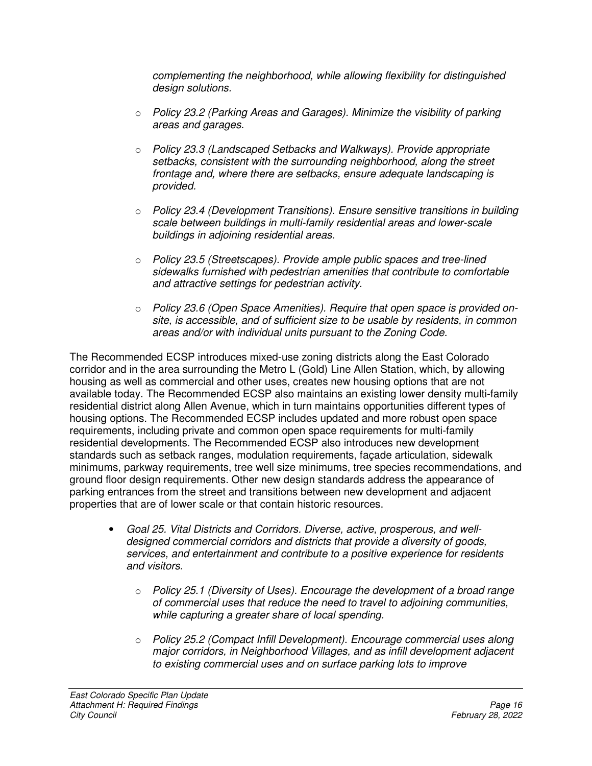*complementing the neighborhood, while allowing flexibility for distinguished design solutions.*

- *Policy 23.2 (Parking Areas and Garages). Minimize the visibility of parking areas and garages.*
- *Policy 23.3 (Landscaped Setbacks and Walkways). Provide appropriate setbacks, consistent with the surrounding neighborhood, along the street frontage and, where there are setbacks, ensure adequate landscaping is provided.*
- *Policy 23.4 (Development Transitions). Ensure sensitive transitions in building scale between buildings in multi-family residential areas and lower-scale buildings in adjoining residential areas.*
- *Policy 23.5 (Streetscapes). Provide ample public spaces and tree-lined sidewalks furnished with pedestrian amenities that contribute to comfortable and attractive settings for pedestrian activity.*
- *Policy 23.6 (Open Space Amenities). Require that open space is provided on-site, is accessible, and of sufficient size to be usable by residents, in common areas and/or with individual units pursuant to the Zoning Code.*

The Recommended ECSP introduces mixed-use zoning districts along the East Colorado corridor and in the area surrounding the Metro L (Gold) Line Allen Station, which, by allowing housing as well as commercial and other uses, creates new housing options that are not available today. The Recommended ECSP also maintains an existing lower density multi-family residential district along Allen Avenue, which in turn maintains opportunities different types of housing options. The Recommended ECSP includes updated and more robust open space requirements, including private and common open space requirements for multi-family residential developments. The Recommended ECSP also introduces new development standards such as setback ranges, modulation requirements, façade articulation, sidewalk minimums, parkway requirements, tree well size minimums, tree species recommendations, and ground floor design requirements. Other new design standards address the appearance of parking entrances from the street and transitions between new development and adjacent properties that are of lower scale or that contain historic resources.

- *Goal 25. Vital Districts and Corridors. Diverse, active, prosperous, and well-designed commercial corridors and districts that provide a diversity of goods, services, and entertainment and contribute to a positive experience for residents and visitors.*
  - *Policy 25.1 (Diversity of Uses). Encourage the development of a broad range of commercial uses that reduce the need to travel to adjoining communities, while capturing a greater share of local spending.*
  - *Policy 25.2 (Compact Infill Development). Encourage commercial uses along major corridors, in Neighborhood Villages, and as infill development adjacent to existing commercial uses and on surface parking lots to improve*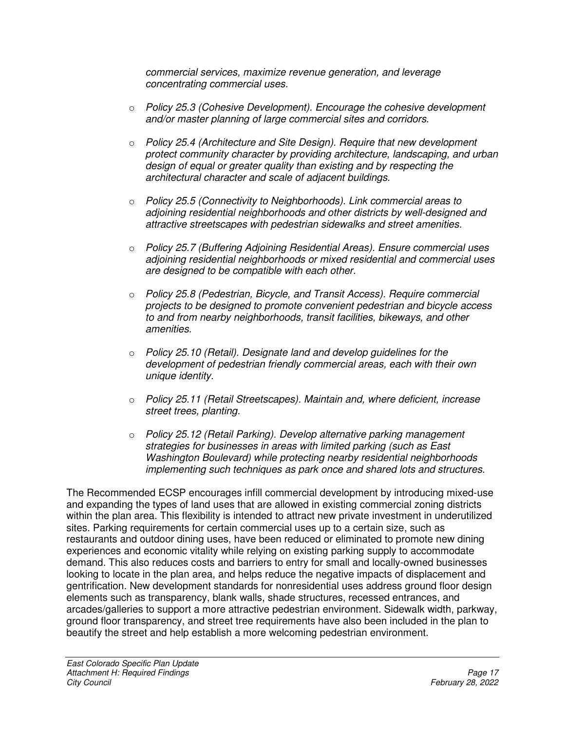*commercial services, maximize revenue generation, and leverage concentrating commercial uses.*

- *Policy 25.3 (Cohesive Development). Encourage the cohesive development and/or master planning of large commercial sites and corridors.*
- *Policy 25.4 (Architecture and Site Design). Require that new development protect community character by providing architecture, landscaping, and urban design of equal or greater quality than existing and by respecting the architectural character and scale of adjacent buildings.*
- *Policy 25.5 (Connectivity to Neighborhoods). Link commercial areas to adjoining residential neighborhoods and other districts by well-designed and attractive streetscapes with pedestrian sidewalks and street amenities.*
- *Policy 25.7 (Buffering Adjoining Residential Areas). Ensure commercial uses adjoining residential neighborhoods or mixed residential and commercial uses are designed to be compatible with each other.*
- *Policy 25.8 (Pedestrian, Bicycle, and Transit Access). Require commercial projects to be designed to promote convenient pedestrian and bicycle access to and from nearby neighborhoods, transit facilities, bikeways, and other amenities.*
- *Policy 25.10 (Retail). Designate land and develop guidelines for the development of pedestrian friendly commercial areas, each with their own unique identity.*
- *Policy 25.11 (Retail Streetscapes). Maintain and, where deficient, increase street trees, planting.*
- *Policy 25.12 (Retail Parking). Develop alternative parking management strategies for businesses in areas with limited parking (such as East Washington Boulevard) while protecting nearby residential neighborhoods implementing such techniques as park once and shared lots and structures.*

The Recommended ECSP encourages infill commercial development by introducing mixed-use and expanding the types of land uses that are allowed in existing commercial zoning districts within the plan area. This flexibility is intended to attract new private investment in underutilized sites. Parking requirements for certain commercial uses up to a certain size, such as restaurants and outdoor dining uses, have been reduced or eliminated to promote new dining experiences and economic vitality while relying on existing parking supply to accommodate demand. This also reduces costs and barriers to entry for small and locally-owned businesses looking to locate in the plan area, and helps reduce the negative impacts of displacement and gentrification. New development standards for nonresidential uses address ground floor design elements such as transparency, blank walls, shade structures, recessed entrances, and arcades/galleries to support a more attractive pedestrian environment. Sidewalk width, parkway, ground floor transparency, and street tree requirements have also been included in the plan to beautify the street and help establish a more welcoming pedestrian environment.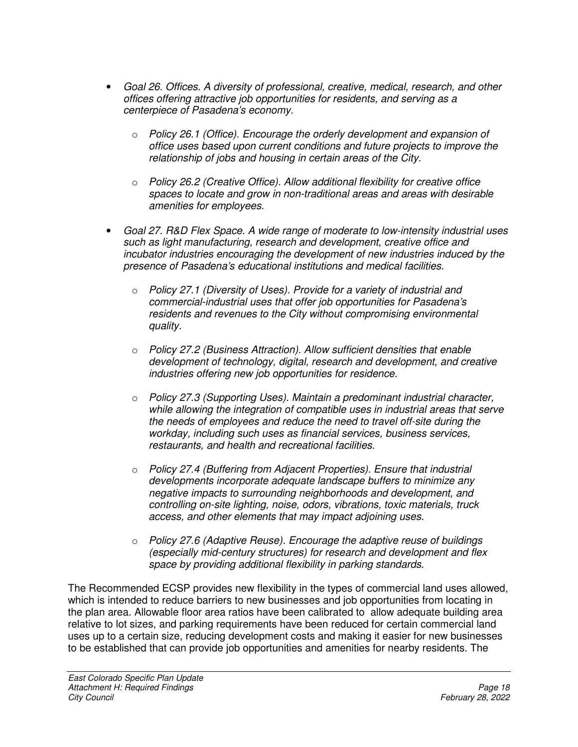- *Goal 26. Offices. A diversity of professional, creative, medical, research, and other offices offering attractive job opportunities for residents, and serving as a centerpiece of Pasadena's economy.*
  - *Policy 26.1 (Office). Encourage the orderly development and expansion of office uses based upon current conditions and future projects to improve the relationship of jobs and housing in certain areas of the City.*
  - *Policy 26.2 (Creative Office). Allow additional flexibility for creative office spaces to locate and grow in non-traditional areas and areas with desirable amenities for employees.*
- *Goal 27. R&D Flex Space. A wide range of moderate to low-intensity industrial uses such as light manufacturing, research and development, creative office and incubator industries encouraging the development of new industries induced by the presence of Pasadena's educational institutions and medical facilities.*
  - *Policy 27.1 (Diversity of Uses). Provide for a variety of industrial and commercial-industrial uses that offer job opportunities for Pasadena's residents and revenues to the City without compromising environmental quality.*
  - *Policy 27.2 (Business Attraction). Allow sufficient densities that enable development of technology, digital, research and development, and creative industries offering new job opportunities for residence.*
  - *Policy 27.3 (Supporting Uses). Maintain a predominant industrial character, while allowing the integration of compatible uses in industrial areas that serve the needs of employees and reduce the need to travel off-site during the workday, including such uses as financial services, business services, restaurants, and health and recreational facilities.*
  - *Policy 27.4 (Buffering from Adjacent Properties). Ensure that industrial developments incorporate adequate landscape buffers to minimize any negative impacts to surrounding neighborhoods and development, and controlling on-site lighting, noise, odors, vibrations, toxic materials, truck access, and other elements that may impact adjoining uses.*
  - *Policy 27.6 (Adaptive Reuse). Encourage the adaptive reuse of buildings (especially mid-century structures) for research and development and flex space by providing additional flexibility in parking standards.*

The Recommended ECSP provides new flexibility in the types of commercial land uses allowed, which is intended to reduce barriers to new businesses and job opportunities from locating in the plan area. Allowable floor area ratios have been calibrated to allow adequate building area relative to lot sizes, and parking requirements have been reduced for certain commercial land uses up to a certain size, reducing development costs and making it easier for new businesses to be established that can provide job opportunities and amenities for nearby residents. The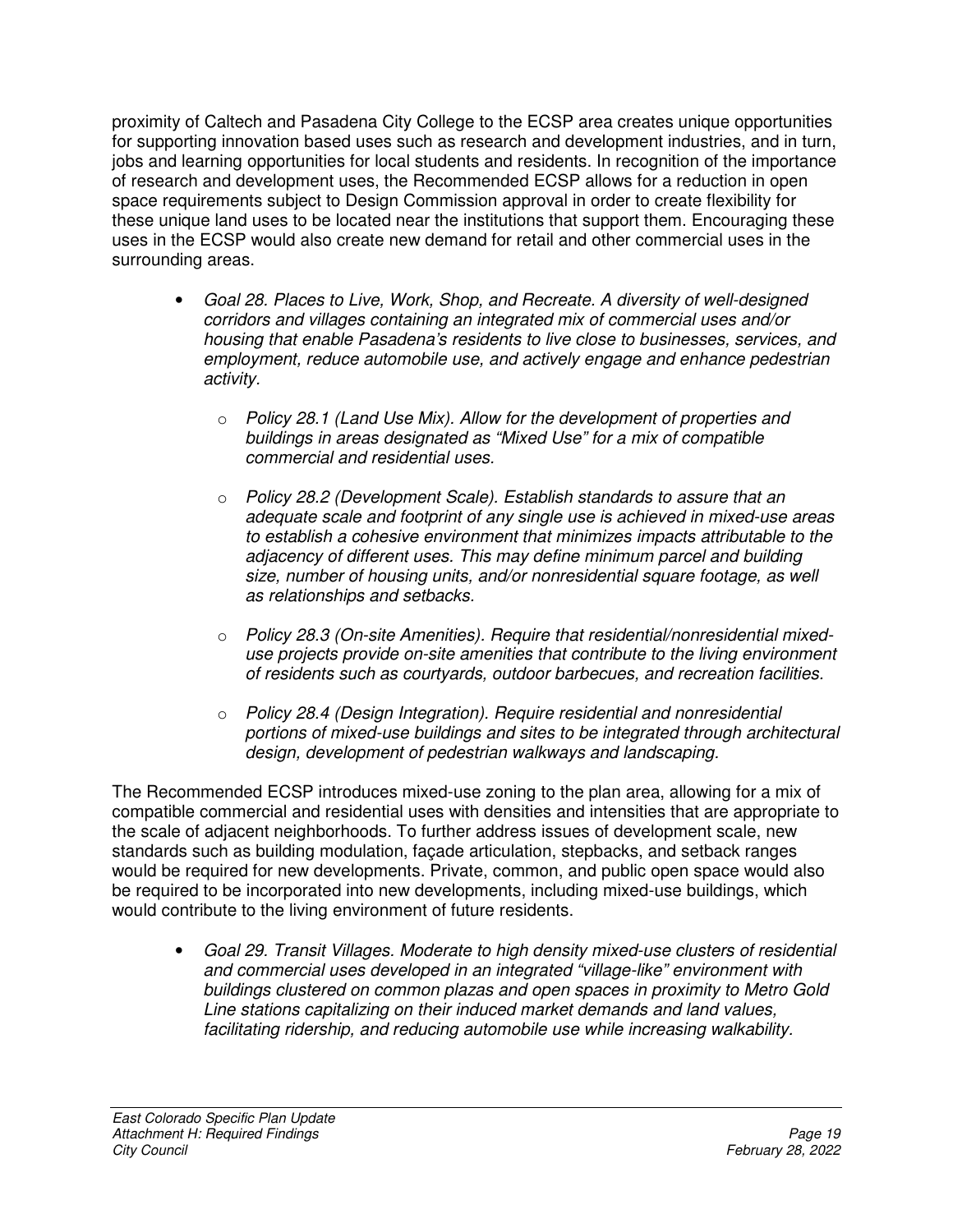proximity of Caltech and Pasadena City College to the ECSP area creates unique opportunities for supporting innovation based uses such as research and development industries, and in turn, jobs and learning opportunities for local students and residents. In recognition of the importance of research and development uses, the Recommended ECSP allows for a reduction in open space requirements subject to Design Commission approval in order to create flexibility for these unique land uses to be located near the institutions that support them. Encouraging these uses in the ECSP would also create new demand for retail and other commercial uses in the surrounding areas.

- *Goal 28. Places to Live, Work, Shop, and Recreate. A diversity of well-designed corridors and villages containing an integrated mix of commercial uses and/or housing that enable Pasadena's residents to live close to businesses, services, and employment, reduce automobile use, and actively engage and enhance pedestrian activity.*
    - *Policy 28.1 (Land Use Mix). Allow for the development of properties and buildings in areas designated as "Mixed Use" for a mix of compatible commercial and residential uses.*
    - *Policy 28.2 (Development Scale). Establish standards to assure that an adequate scale and footprint of any single use is achieved in mixed-use areas to establish a cohesive environment that minimizes impacts attributable to the adjacency of different uses. This may define minimum parcel and building size, number of housing units, and/or nonresidential square footage, as well as relationships and setbacks.*
    - *Policy 28.3 (On-site Amenities). Require that residential/nonresidential mixed-use projects provide on-site amenities that contribute to the living environment of residents such as courtyards, outdoor barbecues, and recreation facilities.*
    - *Policy 28.4 (Design Integration). Require residential and nonresidential portions of mixed-use buildings and sites to be integrated through architectural design, development of pedestrian walkways and landscaping.*

The Recommended ECSP introduces mixed-use zoning to the plan area, allowing for a mix of compatible commercial and residential uses with densities and intensities that are appropriate to the scale of adjacent neighborhoods. To further address issues of development scale, new standards such as building modulation, façade articulation, stepbacks, and setback ranges would be required for new developments. Private, common, and public open space would also be required to be incorporated into new developments, including mixed-use buildings, which would contribute to the living environment of future residents.

- *Goal 29. Transit Villages. Moderate to high density mixed-use clusters of residential and commercial uses developed in an integrated "village-like" environment with buildings clustered on common plazas and open spaces in proximity to Metro Gold Line stations capitalizing on their induced market demands and land values, facilitating ridership, and reducing automobile use while increasing walkability.*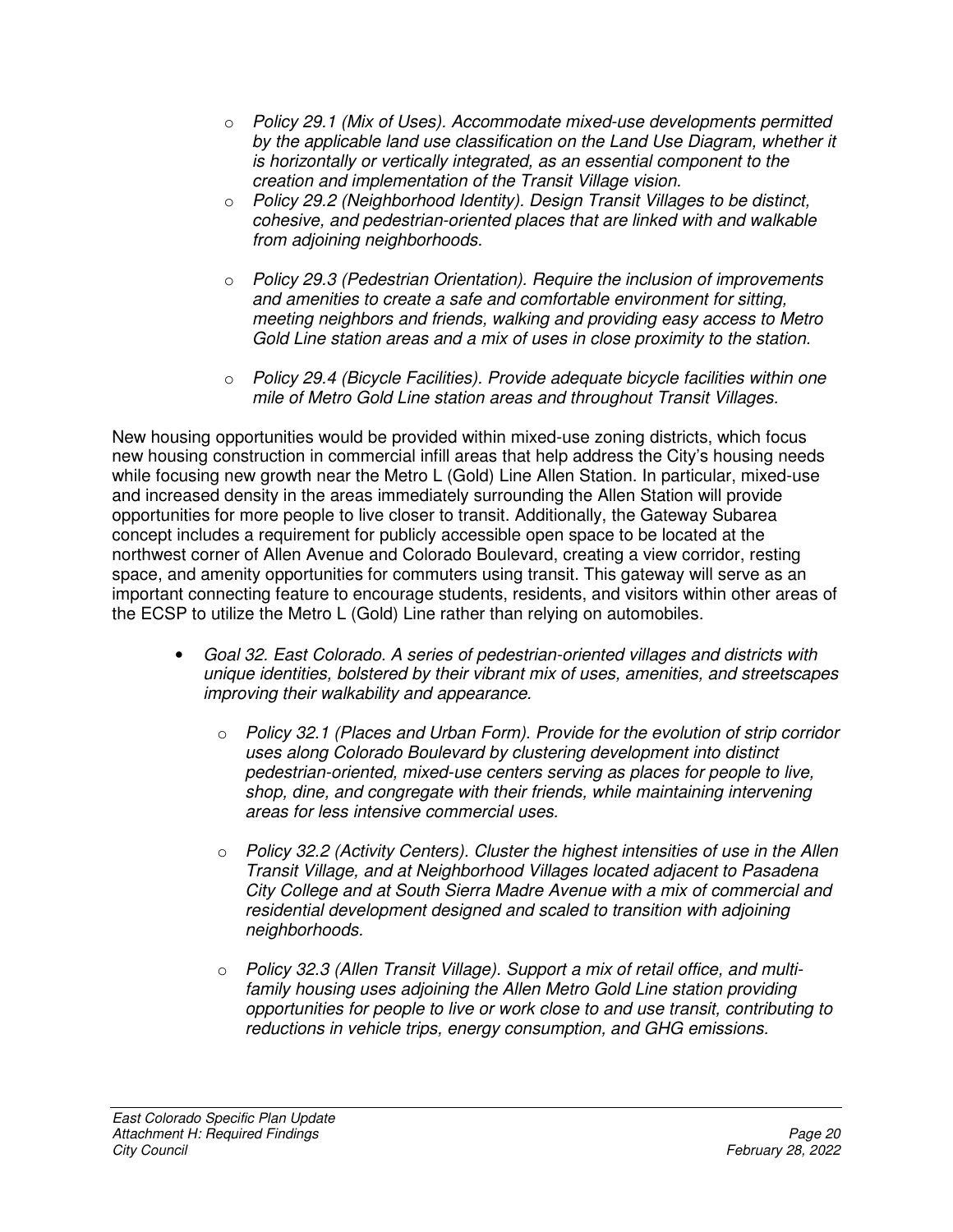- *Policy 29.1 (Mix of Uses). Accommodate mixed-use developments permitted by the applicable land use classification on the Land Use Diagram, whether it is horizontally or vertically integrated, as an essential component to the creation and implementation of the Transit Village vision.*
- *Policy 29.2 (Neighborhood Identity). Design Transit Villages to be distinct, cohesive, and pedestrian-oriented places that are linked with and walkable from adjoining neighborhoods.*
- *Policy 29.3 (Pedestrian Orientation). Require the inclusion of improvements and amenities to create a safe and comfortable environment for sitting, meeting neighbors and friends, walking and providing easy access to Metro Gold Line station areas and a mix of uses in close proximity to the station.*
- *Policy 29.4 (Bicycle Facilities). Provide adequate bicycle facilities within one mile of Metro Gold Line station areas and throughout Transit Villages.*

New housing opportunities would be provided within mixed-use zoning districts, which focus new housing construction in commercial infill areas that help address the City's housing needs while focusing new growth near the Metro L (Gold) Line Allen Station. In particular, mixed-use and increased density in the areas immediately surrounding the Allen Station will provide opportunities for more people to live closer to transit. Additionally, the Gateway Subarea concept includes a requirement for publicly accessible open space to be located at the northwest corner of Allen Avenue and Colorado Boulevard, creating a view corridor, resting space, and amenity opportunities for commuters using transit. This gateway will serve as an important connecting feature to encourage students, residents, and visitors within other areas of the ECSP to utilize the Metro L (Gold) Line rather than relying on automobiles.

- *Goal 32. East Colorado. A series of pedestrian-oriented villages and districts with unique identities, bolstered by their vibrant mix of uses, amenities, and streetscapes improving their walkability and appearance.*
  - *Policy 32.1 (Places and Urban Form). Provide for the evolution of strip corridor uses along Colorado Boulevard by clustering development into distinct pedestrian-oriented, mixed-use centers serving as places for people to live, shop, dine, and congregate with their friends, while maintaining intervening areas for less intensive commercial uses.*
  - *Policy 32.2 (Activity Centers). Cluster the highest intensities of use in the Allen Transit Village, and at Neighborhood Villages located adjacent to Pasadena City College and at South Sierra Madre Avenue with a mix of commercial and residential development designed and scaled to transition with adjoining neighborhoods.*
  - *Policy 32.3 (Allen Transit Village). Support a mix of retail office, and multi-family housing uses adjoining the Allen Metro Gold Line station providing opportunities for people to live or work close to and use transit, contributing to reductions in vehicle trips, energy consumption, and GHG emissions.*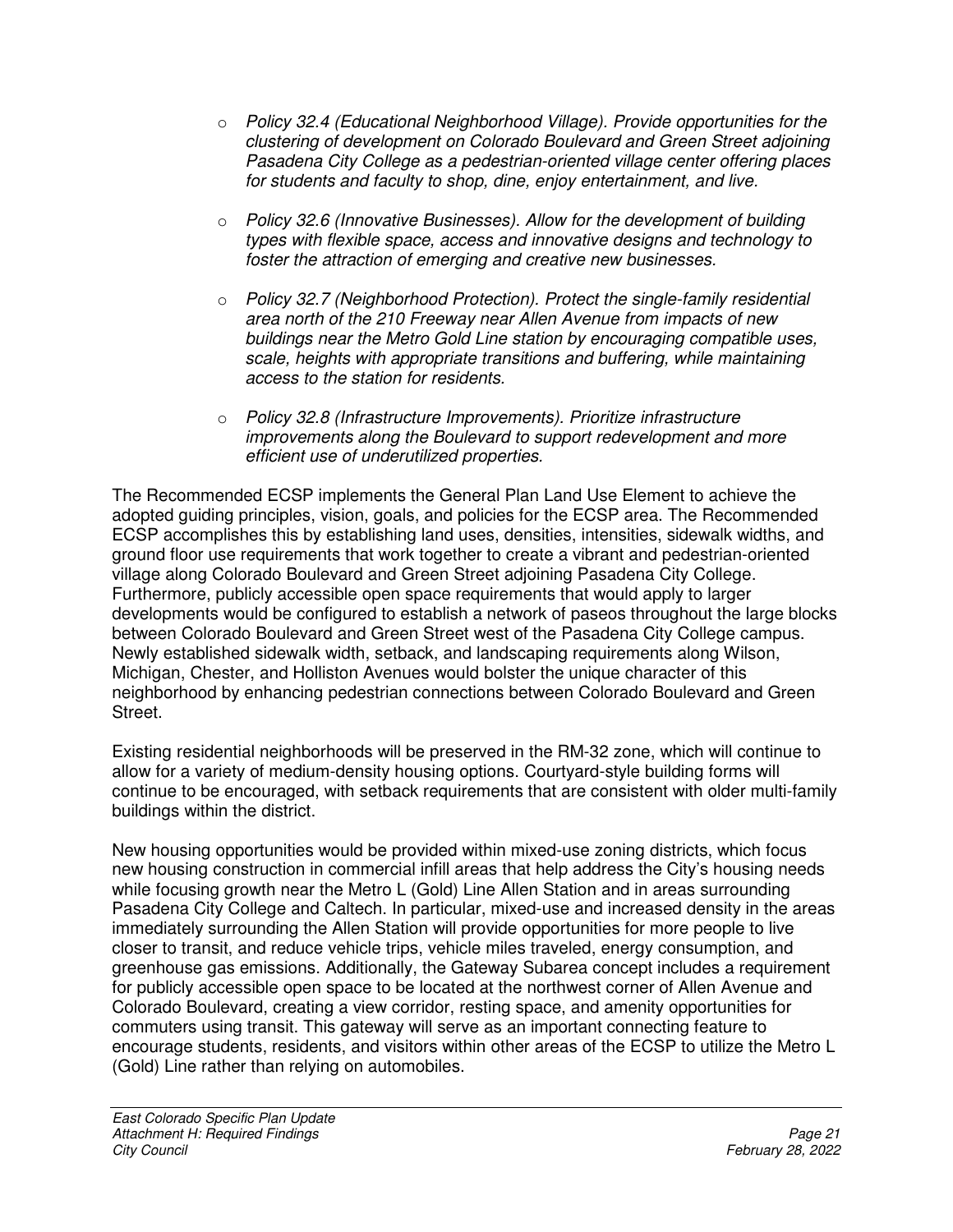- *Policy 32.4 (Educational Neighborhood Village). Provide opportunities for the clustering of development on Colorado Boulevard and Green Street adjoining Pasadena City College as a pedestrian-oriented village center offering places for students and faculty to shop, dine, enjoy entertainment, and live.*

- *Policy 32.6 (Innovative Businesses). Allow for the development of building types with flexible space, access and innovative designs and technology to foster the attraction of emerging and creative new businesses.*

- *Policy 32.7 (Neighborhood Protection). Protect the single-family residential area north of the 210 Freeway near Allen Avenue from impacts of new buildings near the Metro Gold Line station by encouraging compatible uses, scale, heights with appropriate transitions and buffering, while maintaining access to the station for residents.*

- *Policy 32.8 (Infrastructure Improvements). Prioritize infrastructure improvements along the Boulevard to support redevelopment and more efficient use of underutilized properties.*

The Recommended ECSP implements the General Plan Land Use Element to achieve the adopted guiding principles, vision, goals, and policies for the ECSP area. The Recommended ECSP accomplishes this by establishing land uses, densities, intensities, sidewalk widths, and ground floor use requirements that work together to create a vibrant and pedestrian-oriented village along Colorado Boulevard and Green Street adjoining Pasadena City College. Furthermore, publicly accessible open space requirements that would apply to larger developments would be configured to establish a network of paseos throughout the large blocks between Colorado Boulevard and Green Street west of the Pasadena City College campus. Newly established sidewalk width, setback, and landscaping requirements along Wilson, Michigan, Chester, and Holliston Avenues would bolster the unique character of this neighborhood by enhancing pedestrian connections between Colorado Boulevard and Green Street.

Existing residential neighborhoods will be preserved in the RM-32 zone, which will continue to allow for a variety of medium-density housing options. Courtyard-style building forms will continue to be encouraged, with setback requirements that are consistent with older multi-family buildings within the district.

New housing opportunities would be provided within mixed-use zoning districts, which focus new housing construction in commercial infill areas that help address the City's housing needs while focusing growth near the Metro L (Gold) Line Allen Station and in areas surrounding Pasadena City College and Caltech. In particular, mixed-use and increased density in the areas immediately surrounding the Allen Station will provide opportunities for more people to live closer to transit, and reduce vehicle trips, vehicle miles traveled, energy consumption, and greenhouse gas emissions. Additionally, the Gateway Subarea concept includes a requirement for publicly accessible open space to be located at the northwest corner of Allen Avenue and Colorado Boulevard, creating a view corridor, resting space, and amenity opportunities for commuters using transit. This gateway will serve as an important connecting feature to encourage students, residents, and visitors within other areas of the ECSP to utilize the Metro L (Gold) Line rather than relying on automobiles.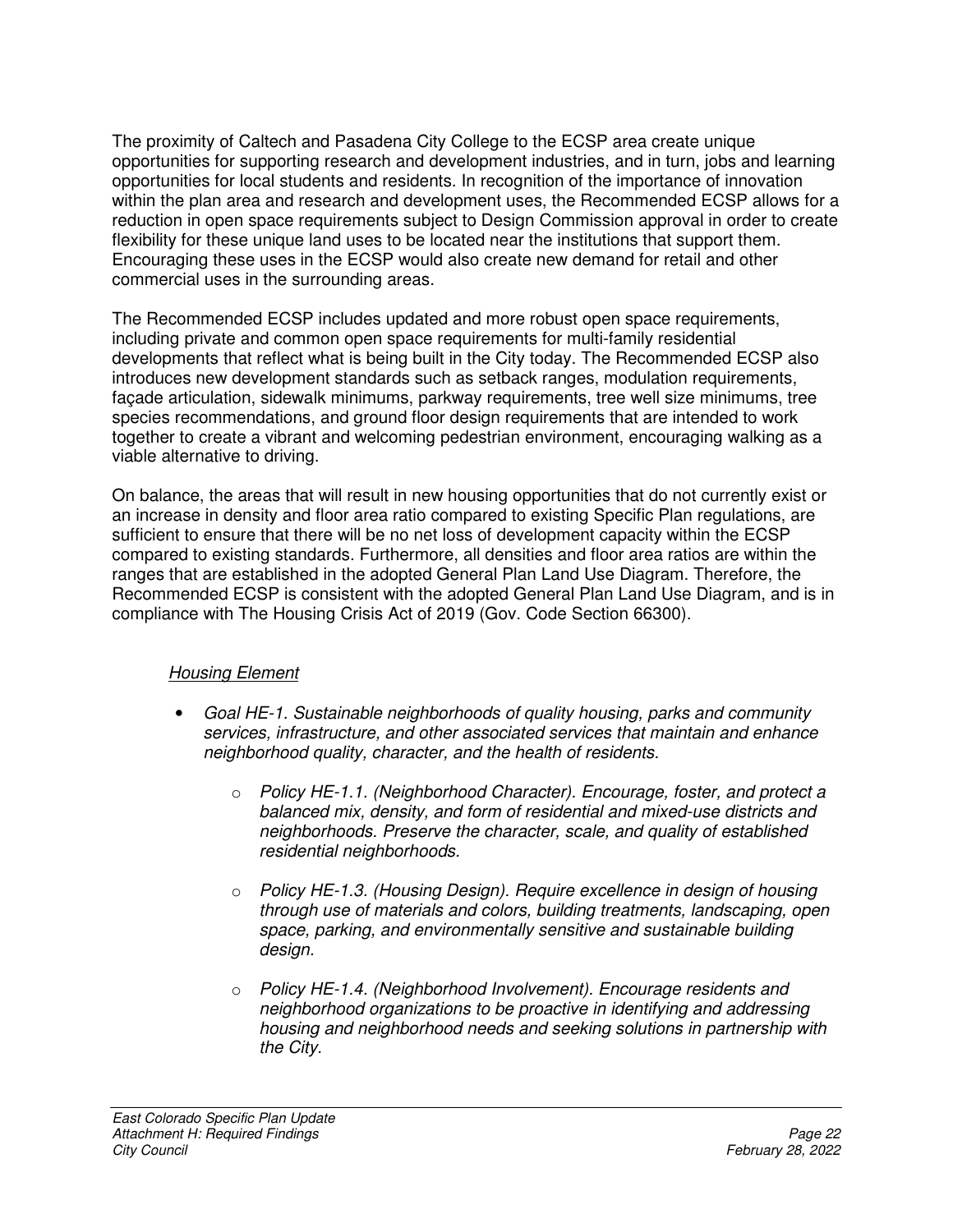The proximity of Caltech and Pasadena City College to the ECSP area create unique opportunities for supporting research and development industries, and in turn, jobs and learning opportunities for local students and residents. In recognition of the importance of innovation within the plan area and research and development uses, the Recommended ECSP allows for a reduction in open space requirements subject to Design Commission approval in order to create flexibility for these unique land uses to be located near the institutions that support them. Encouraging these uses in the ECSP would also create new demand for retail and other commercial uses in the surrounding areas.

The Recommended ECSP includes updated and more robust open space requirements, including private and common open space requirements for multi-family residential developments that reflect what is being built in the City today. The Recommended ECSP also introduces new development standards such as setback ranges, modulation requirements, façade articulation, sidewalk minimums, parkway requirements, tree well size minimums, tree species recommendations, and ground floor design requirements that are intended to work together to create a vibrant and welcoming pedestrian environment, encouraging walking as a viable alternative to driving.

On balance, the areas that will result in new housing opportunities that do not currently exist or an increase in density and floor area ratio compared to existing Specific Plan regulations, are sufficient to ensure that there will be no net loss of development capacity within the ECSP compared to existing standards. Furthermore, all densities and floor area ratios are within the ranges that are established in the adopted General Plan Land Use Diagram. Therefore, the Recommended ECSP is consistent with the adopted General Plan Land Use Diagram, and is in compliance with The Housing Crisis Act of 2019 (Gov. Code Section 66300).

*Housing Element*

- *Goal HE-1. Sustainable neighborhoods of quality housing, parks and community services, infrastructure, and other associated services that maintain and enhance neighborhood quality, character, and the health of residents.*
  - *Policy HE-1.1. (Neighborhood Character). Encourage, foster, and protect a balanced mix, density, and form of residential and mixed-use districts and neighborhoods. Preserve the character, scale, and quality of established residential neighborhoods.*
  - *Policy HE-1.3. (Housing Design). Require excellence in design of housing through use of materials and colors, building treatments, landscaping, open space, parking, and environmentally sensitive and sustainable building design.*
  - *Policy HE-1.4. (Neighborhood Involvement). Encourage residents and neighborhood organizations to be proactive in identifying and addressing housing and neighborhood needs and seeking solutions in partnership with the City.*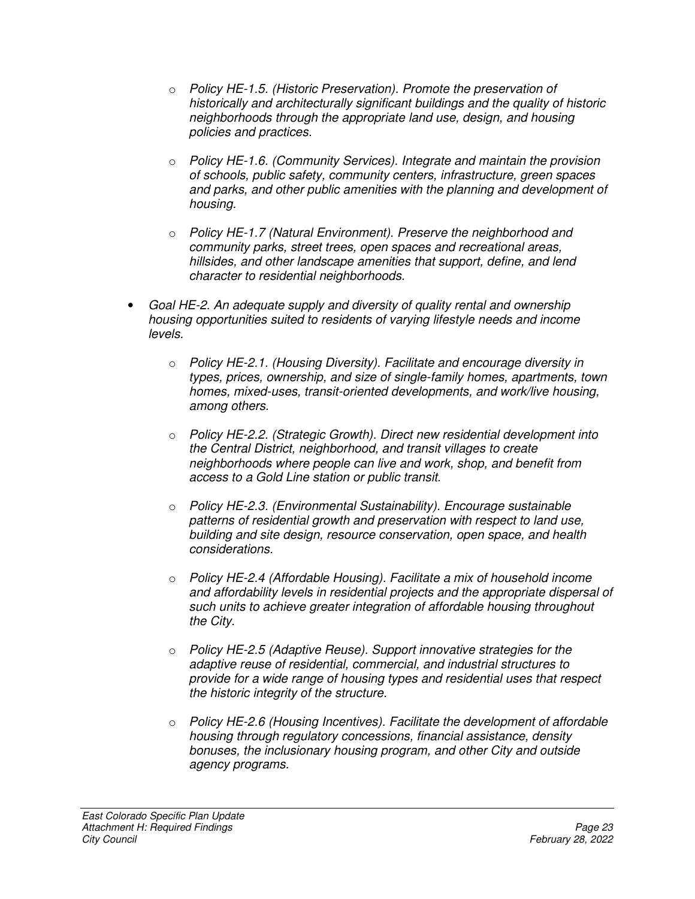- *Policy HE-1.5. (Historic Preservation). Promote the preservation of historically and architecturally significant buildings and the quality of historic neighborhoods through the appropriate land use, design, and housing policies and practices.*

- *Policy HE-1.6. (Community Services). Integrate and maintain the provision of schools, public safety, community centers, infrastructure, green spaces and parks, and other public amenities with the planning and development of housing.*

- *Policy HE-1.7 (Natural Environment). Preserve the neighborhood and community parks, street trees, open spaces and recreational areas, hillsides, and other landscape amenities that support, define, and lend character to residential neighborhoods.*

- *Goal HE-2. An adequate supply and diversity of quality rental and ownership housing opportunities suited to residents of varying lifestyle needs and income levels.*

  - *Policy HE-2.1. (Housing Diversity). Facilitate and encourage diversity in types, prices, ownership, and size of single-family homes, apartments, town homes, mixed-uses, transit-oriented developments, and work/live housing, among others.*

  - *Policy HE-2.2. (Strategic Growth). Direct new residential development into the Central District, neighborhood, and transit villages to create neighborhoods where people can live and work, shop, and benefit from access to a Gold Line station or public transit.*

  - *Policy HE-2.3. (Environmental Sustainability). Encourage sustainable patterns of residential growth and preservation with respect to land use, building and site design, resource conservation, open space, and health considerations.*

  - *Policy HE-2.4 (Affordable Housing). Facilitate a mix of household income and affordability levels in residential projects and the appropriate dispersal of such units to achieve greater integration of affordable housing throughout the City.*

  - *Policy HE-2.5 (Adaptive Reuse). Support innovative strategies for the adaptive reuse of residential, commercial, and industrial structures to provide for a wide range of housing types and residential uses that respect the historic integrity of the structure.*

  - *Policy HE-2.6 (Housing Incentives). Facilitate the development of affordable housing through regulatory concessions, financial assistance, density bonuses, the inclusionary housing program, and other City and outside agency programs.*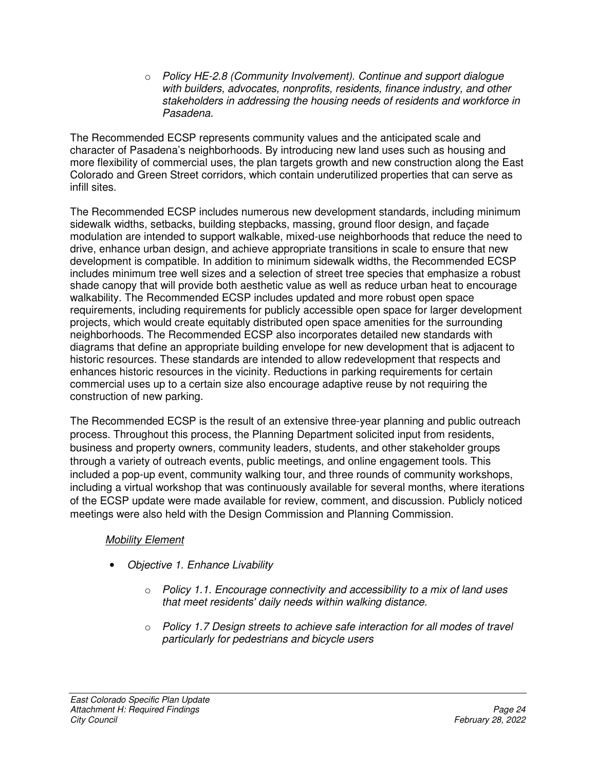- *Policy HE-2.8 (Community Involvement). Continue and support dialogue with builders, advocates, nonprofits, residents, finance industry, and other stakeholders in addressing the housing needs of residents and workforce in Pasadena.*

The Recommended ECSP represents community values and the anticipated scale and character of Pasadena's neighborhoods. By introducing new land uses such as housing and more flexibility of commercial uses, the plan targets growth and new construction along the East Colorado and Green Street corridors, which contain underutilized properties that can serve as infill sites.

The Recommended ECSP includes numerous new development standards, including minimum sidewalk widths, setbacks, building stepbacks, massing, ground floor design, and façade modulation are intended to support walkable, mixed-use neighborhoods that reduce the need to drive, enhance urban design, and achieve appropriate transitions in scale to ensure that new development is compatible. In addition to minimum sidewalk widths, the Recommended ECSP includes minimum tree well sizes and a selection of street tree species that emphasize a robust shade canopy that will provide both aesthetic value as well as reduce urban heat to encourage walkability. The Recommended ECSP includes updated and more robust open space requirements, including requirements for publicly accessible open space for larger development projects, which would create equitably distributed open space amenities for the surrounding neighborhoods. The Recommended ECSP also incorporates detailed new standards with diagrams that define an appropriate building envelope for new development that is adjacent to historic resources. These standards are intended to allow redevelopment that respects and enhances historic resources in the vicinity. Reductions in parking requirements for certain commercial uses up to a certain size also encourage adaptive reuse by not requiring the construction of new parking.

The Recommended ECSP is the result of an extensive three-year planning and public outreach process. Throughout this process, the Planning Department solicited input from residents, business and property owners, community leaders, students, and other stakeholder groups through a variety of outreach events, public meetings, and online engagement tools. This included a pop-up event, community walking tour, and three rounds of community workshops, including a virtual workshop that was continuously available for several months, where iterations of the ECSP update were made available for review, comment, and discussion. Publicly noticed meetings were also held with the Design Commission and Planning Commission.

*Mobility Element*

- *Objective 1. Enhance Livability*
  - *Policy 1.1. Encourage connectivity and accessibility to a mix of land uses that meet residents' daily needs within walking distance.*
  - *Policy 1.7 Design streets to achieve safe interaction for all modes of travel particularly for pedestrians and bicycle users*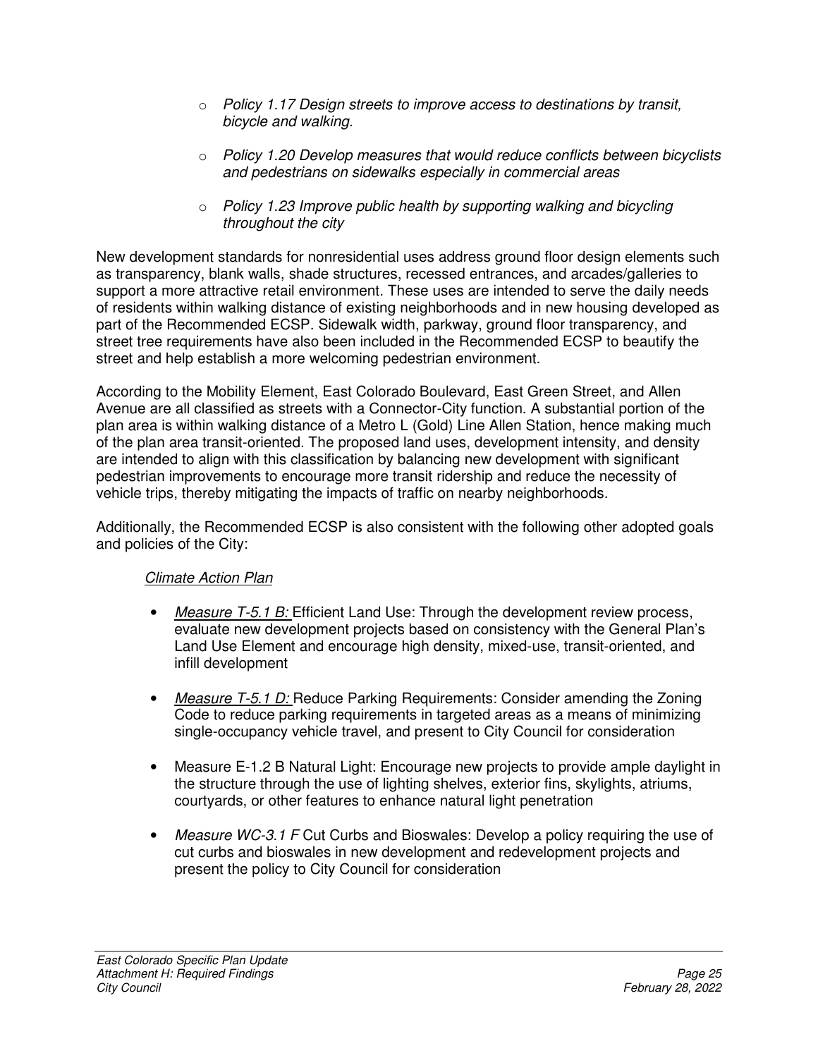- *Policy 1.17 Design streets to improve access to destinations by transit, bicycle and walking.*
- *Policy 1.20 Develop measures that would reduce conflicts between bicyclists and pedestrians on sidewalks especially in commercial areas*
- *Policy 1.23 Improve public health by supporting walking and bicycling throughout the city*

New development standards for nonresidential uses address ground floor design elements such as transparency, blank walls, shade structures, recessed entrances, and arcades/galleries to support a more attractive retail environment. These uses are intended to serve the daily needs of residents within walking distance of existing neighborhoods and in new housing developed as part of the Recommended ECSP. Sidewalk width, parkway, ground floor transparency, and street tree requirements have also been included in the Recommended ECSP to beautify the street and help establish a more welcoming pedestrian environment.

According to the Mobility Element, East Colorado Boulevard, East Green Street, and Allen Avenue are all classified as streets with a Connector-City function. A substantial portion of the plan area is within walking distance of a Metro L (Gold) Line Allen Station, hence making much of the plan area transit-oriented. The proposed land uses, development intensity, and density are intended to align with this classification by balancing new development with significant pedestrian improvements to encourage more transit ridership and reduce the necessity of vehicle trips, thereby mitigating the impacts of traffic on nearby neighborhoods.

Additionally, the Recommended ECSP is also consistent with the following other adopted goals and policies of the City:

*Climate Action Plan*

- *Measure T-5.1 B:* Efficient Land Use: Through the development review process, evaluate new development projects based on consistency with the General Plan's Land Use Element and encourage high density, mixed-use, transit-oriented, and infill development
- *Measure T-5.1 D:* Reduce Parking Requirements: Consider amending the Zoning Code to reduce parking requirements in targeted areas as a means of minimizing single-occupancy vehicle travel, and present to City Council for consideration
- Measure E-1.2 B Natural Light: Encourage new projects to provide ample daylight in the structure through the use of lighting shelves, exterior fins, skylights, atriums, courtyards, or other features to enhance natural light penetration
- *Measure WC-3.1 F* Cut Curbs and Bioswales: Develop a policy requiring the use of cut curbs and bioswales in new development and redevelopment projects and present the policy to City Council for consideration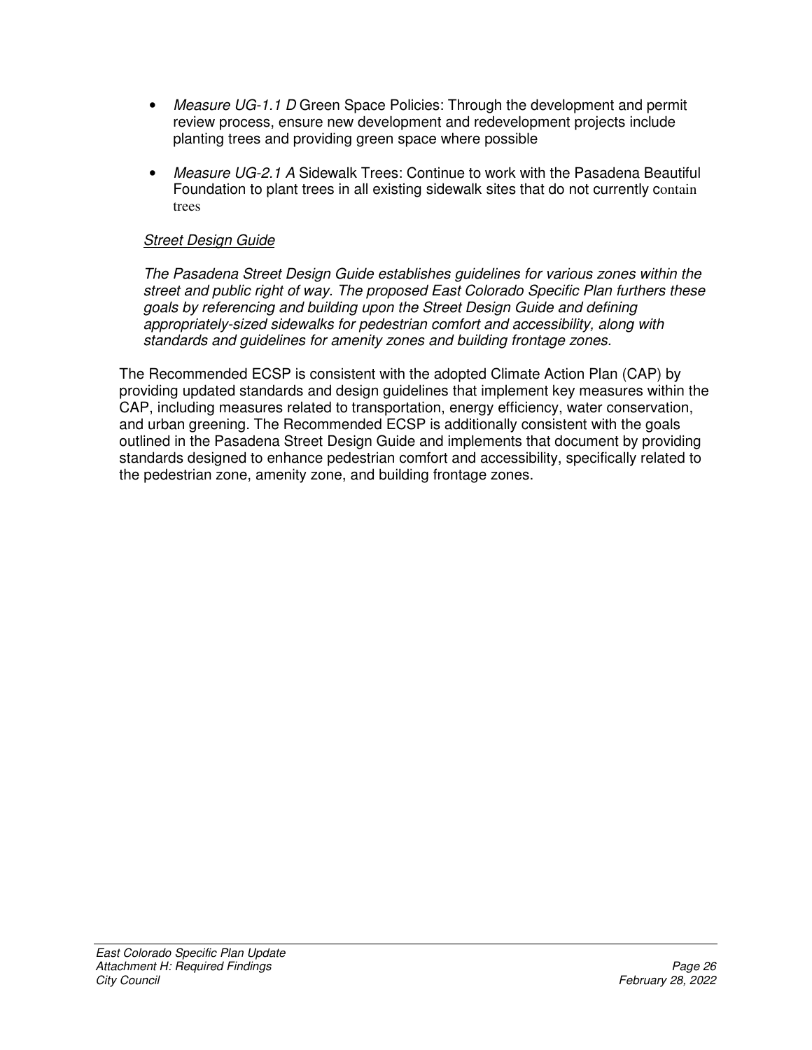- *Measure UG-1.1 D* Green Space Policies: Through the development and permit review process, ensure new development and redevelopment projects include planting trees and providing green space where possible

- *Measure UG-2.1 A* Sidewalk Trees: Continue to work with the Pasadena Beautiful Foundation to plant trees in all existing sidewalk sites that do not currently contain trees

*Street Design Guide*

*The Pasadena Street Design Guide establishes guidelines for various zones within the street and public right of way. The proposed East Colorado Specific Plan furthers these goals by referencing and building upon the Street Design Guide and defining appropriately-sized sidewalks for pedestrian comfort and accessibility, along with standards and guidelines for amenity zones and building frontage zones.*

The Recommended ECSP is consistent with the adopted Climate Action Plan (CAP) by providing updated standards and design guidelines that implement key measures within the CAP, including measures related to transportation, energy efficiency, water conservation, and urban greening. The Recommended ECSP is additionally consistent with the goals outlined in the Pasadena Street Design Guide and implements that document by providing standards designed to enhance pedestrian comfort and accessibility, specifically related to the pedestrian zone, amenity zone, and building frontage zones.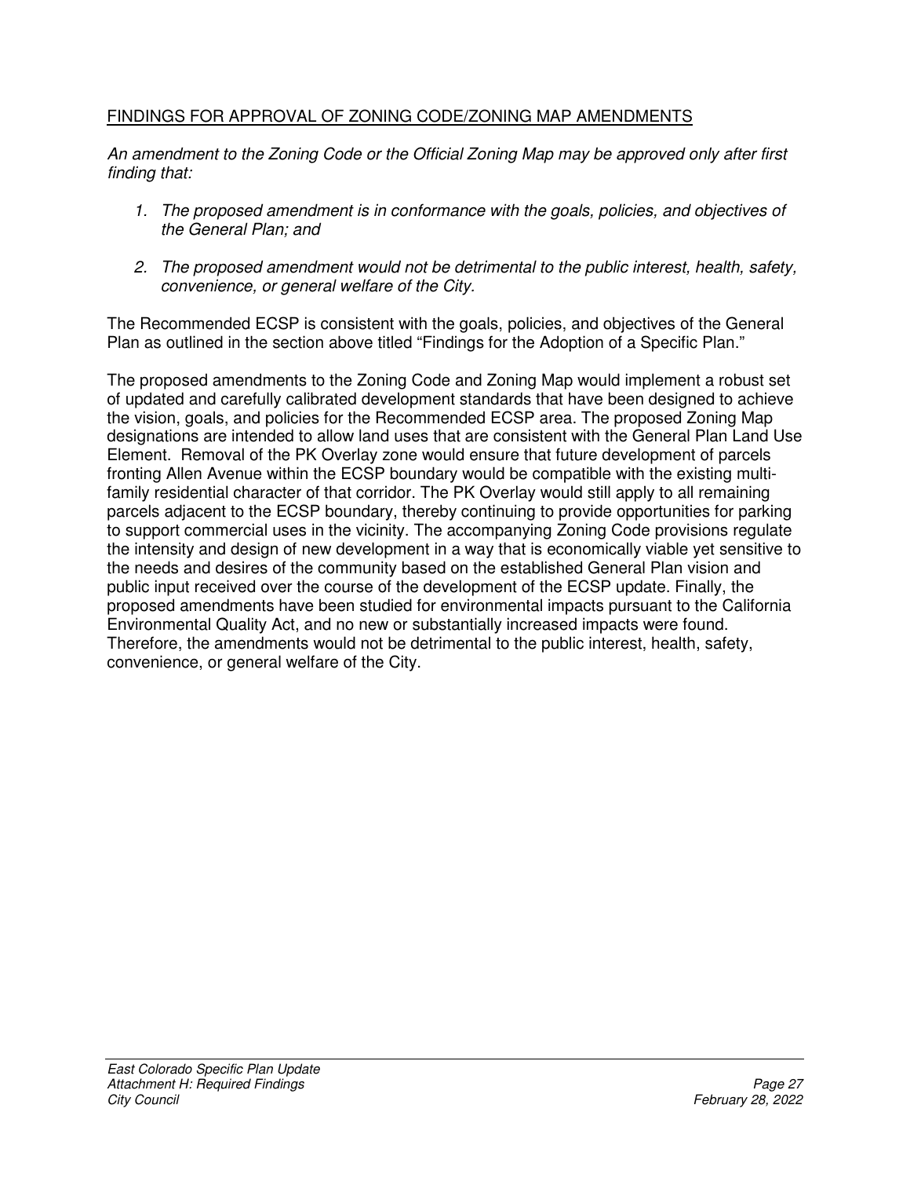## FINDINGS FOR APPROVAL OF ZONING CODE/ZONING MAP AMENDMENTS

*An amendment to the Zoning Code or the Official Zoning Map may be approved only after first finding that:*

1. *The proposed amendment is in conformance with the goals, policies, and objectives of the General Plan; and*

2. *The proposed amendment would not be detrimental to the public interest, health, safety, convenience, or general welfare of the City.*

The Recommended ECSP is consistent with the goals, policies, and objectives of the General Plan as outlined in the section above titled "Findings for the Adoption of a Specific Plan."

The proposed amendments to the Zoning Code and Zoning Map would implement a robust set of updated and carefully calibrated development standards that have been designed to achieve the vision, goals, and policies for the Recommended ECSP area. The proposed Zoning Map designations are intended to allow land uses that are consistent with the General Plan Land Use Element. Removal of the PK Overlay zone would ensure that future development of parcels fronting Allen Avenue within the ECSP boundary would be compatible with the existing multi-family residential character of that corridor. The PK Overlay would still apply to all remaining parcels adjacent to the ECSP boundary, thereby continuing to provide opportunities for parking to support commercial uses in the vicinity. The accompanying Zoning Code provisions regulate the intensity and design of new development in a way that is economically viable yet sensitive to the needs and desires of the community based on the established General Plan vision and public input received over the course of the development of the ECSP update. Finally, the proposed amendments have been studied for environmental impacts pursuant to the California Environmental Quality Act, and no new or substantially increased impacts were found. Therefore, the amendments would not be detrimental to the public interest, health, safety, convenience, or general welfare of the City.